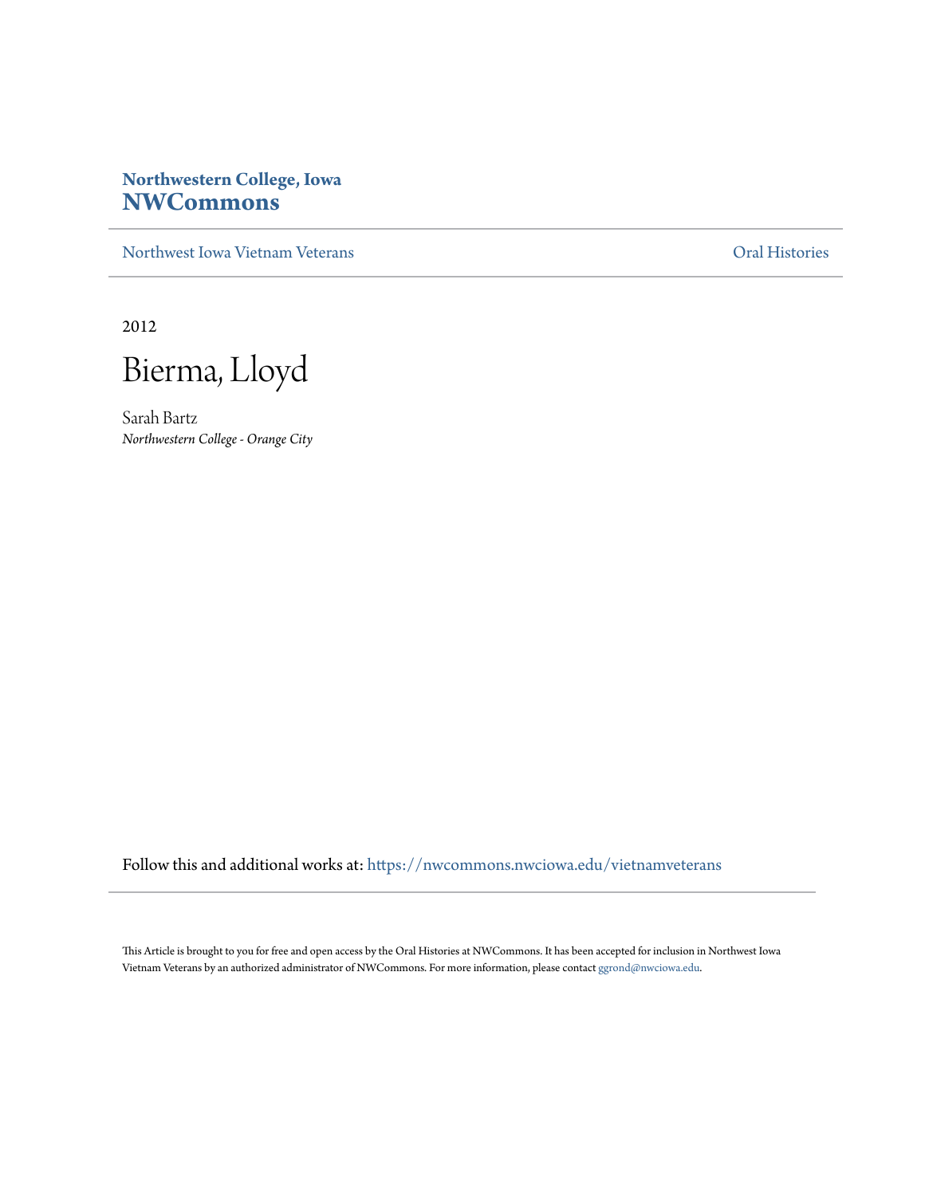**Northwestern College, Iowa**
**NWCommons**

Northwest Iowa Vietnam Veterans | Oral Histories

2012

# Bierma, Lloyd

Sarah Bartz
*Northwestern College - Orange City*

Follow this and additional works at: https://nwcommons.nwciowa.edu/vietnamveterans

This Article is brought to you for free and open access by the Oral Histories at NWCommons. It has been accepted for inclusion in Northwest Iowa Vietnam Veterans by an authorized administrator of NWCommons. For more information, please contact ggrond@nwciowa.edu.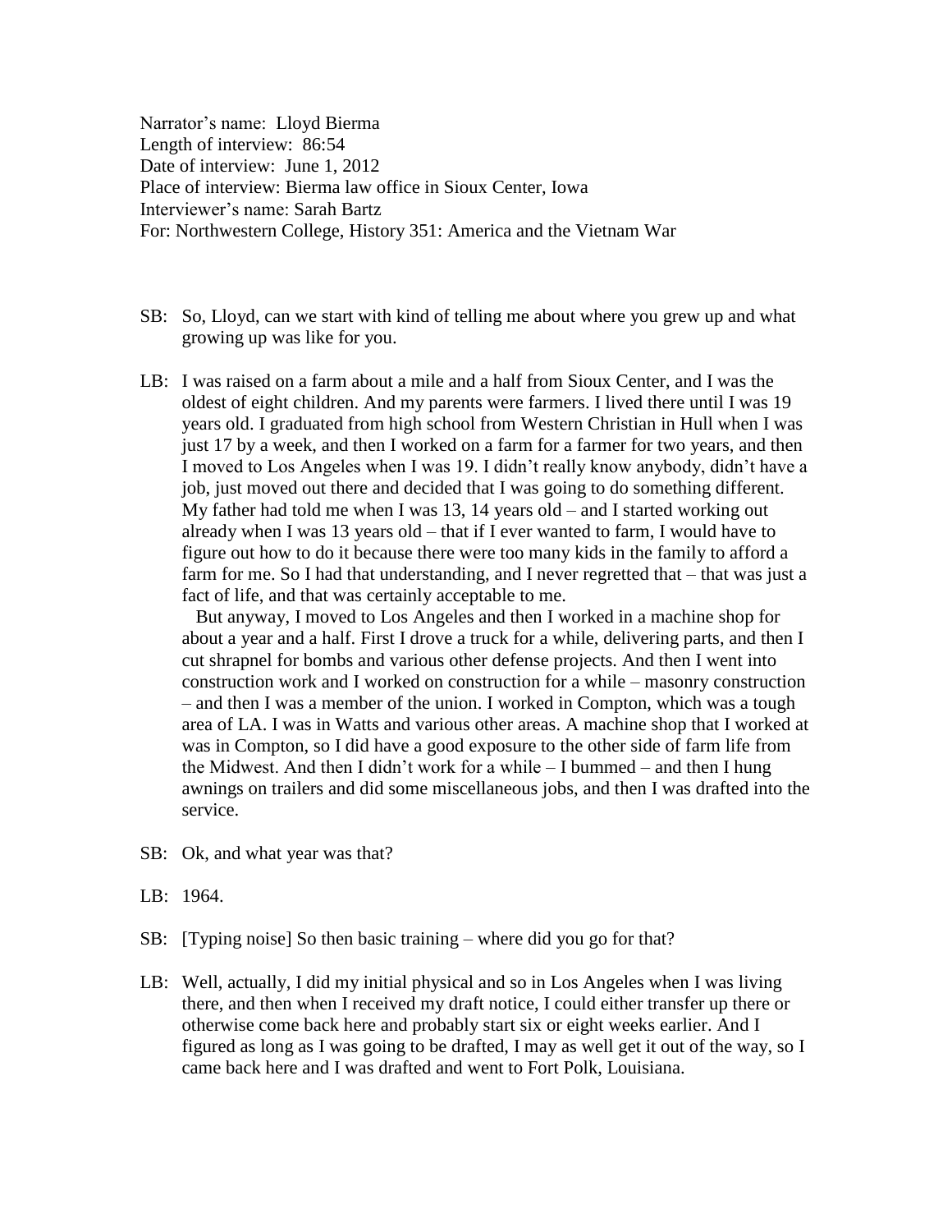Narrator's name: Lloyd Bierma
Length of interview: 86:54
Date of interview: June 1, 2012
Place of interview: Bierma law office in Sioux Center, Iowa
Interviewer's name: Sarah Bartz
For: Northwestern College, History 351: America and the Vietnam War

SB: So, Lloyd, can we start with kind of telling me about where you grew up and what growing up was like for you.

LB: I was raised on a farm about a mile and a half from Sioux Center, and I was the oldest of eight children. And my parents were farmers. I lived there until I was 19 years old. I graduated from high school from Western Christian in Hull when I was just 17 by a week, and then I worked on a farm for a farmer for two years, and then I moved to Los Angeles when I was 19. I didn't really know anybody, didn't have a job, just moved out there and decided that I was going to do something different. My father had told me when I was 13, 14 years old – and I started working out already when I was 13 years old – that if I ever wanted to farm, I would have to figure out how to do it because there were too many kids in the family to afford a farm for me. So I had that understanding, and I never regretted that – that was just a fact of life, and that was certainly acceptable to me.

But anyway, I moved to Los Angeles and then I worked in a machine shop for about a year and a half. First I drove a truck for a while, delivering parts, and then I cut shrapnel for bombs and various other defense projects. And then I went into construction work and I worked on construction for a while – masonry construction – and then I was a member of the union. I worked in Compton, which was a tough area of LA. I was in Watts and various other areas. A machine shop that I worked at was in Compton, so I did have a good exposure to the other side of farm life from the Midwest. And then I didn't work for a while – I bummed – and then I hung awnings on trailers and did some miscellaneous jobs, and then I was drafted into the service.

SB: Ok, and what year was that?

LB: 1964.

SB: [Typing noise] So then basic training – where did you go for that?

LB: Well, actually, I did my initial physical and so in Los Angeles when I was living there, and then when I received my draft notice, I could either transfer up there or otherwise come back here and probably start six or eight weeks earlier. And I figured as long as I was going to be drafted, I may as well get it out of the way, so I came back here and I was drafted and went to Fort Polk, Louisiana.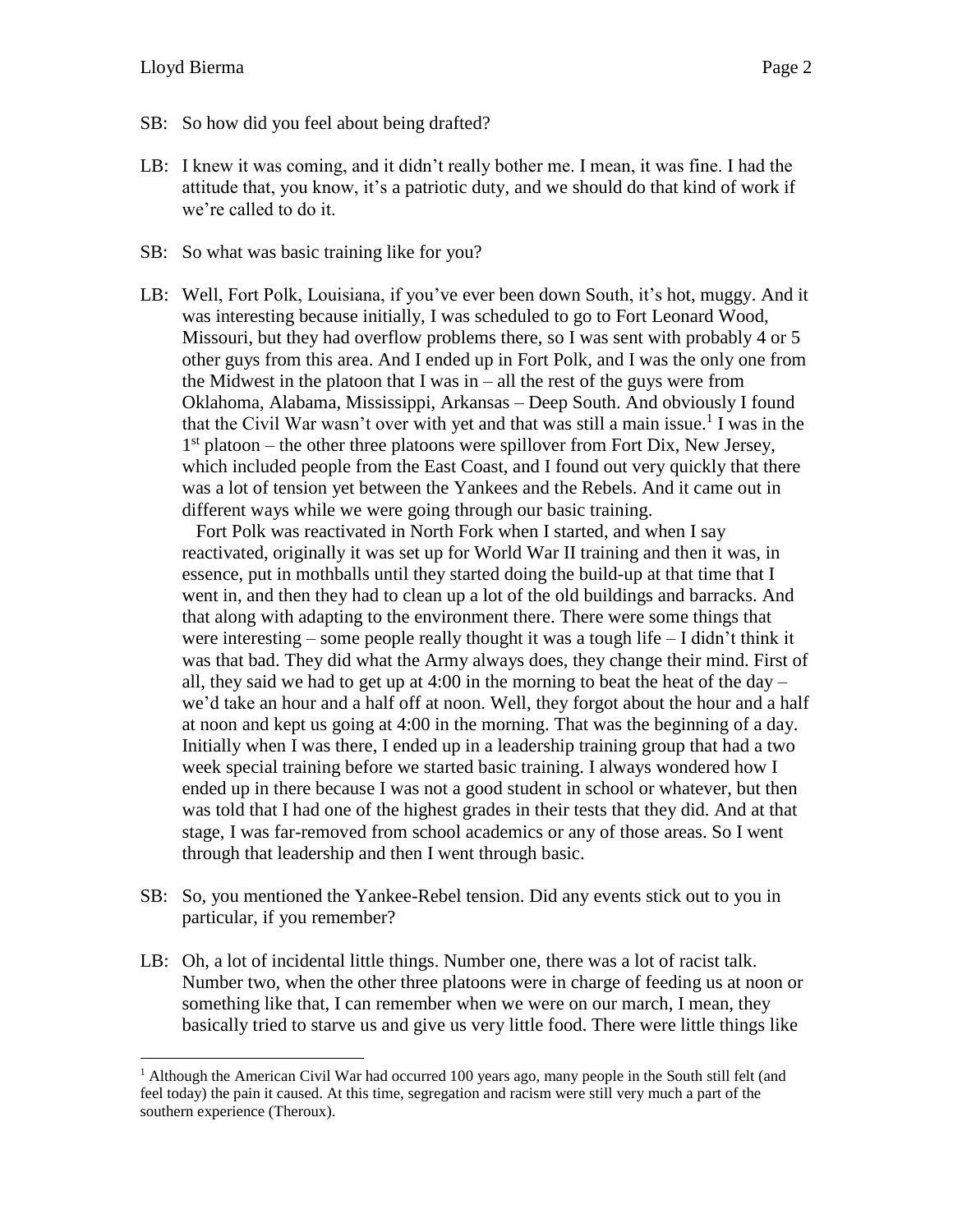SB: So how did you feel about being drafted?

LB: I knew it was coming, and it didn't really bother me. I mean, it was fine. I had the attitude that, you know, it's a patriotic duty, and we should do that kind of work if we're called to do it.

SB: So what was basic training like for you?

LB: Well, Fort Polk, Louisiana, if you've ever been down South, it's hot, muggy. And it was interesting because initially, I was scheduled to go to Fort Leonard Wood, Missouri, but they had overflow problems there, so I was sent with probably 4 or 5 other guys from this area. And I ended up in Fort Polk, and I was the only one from the Midwest in the platoon that I was in – all the rest of the guys were from Oklahoma, Alabama, Mississippi, Arkansas – Deep South. And obviously I found that the Civil War wasn't over with yet and that was still a main issue.[1] I was in the 1st platoon – the other three platoons were spillover from Fort Dix, New Jersey, which included people from the East Coast, and I found out very quickly that there was a lot of tension yet between the Yankees and the Rebels. And it came out in different ways while we were going through our basic training.

Fort Polk was reactivated in North Fork when I started, and when I say reactivated, originally it was set up for World War II training and then it was, in essence, put in mothballs until they started doing the build-up at that time that I went in, and then they had to clean up a lot of the old buildings and barracks. And that along with adapting to the environment there. There were some things that were interesting – some people really thought it was a tough life – I didn't think it was that bad. They did what the Army always does, they change their mind. First of all, they said we had to get up at 4:00 in the morning to beat the heat of the day – we'd take an hour and a half off at noon. Well, they forgot about the hour and a half at noon and kept us going at 4:00 in the morning. That was the beginning of a day. Initially when I was there, I ended up in a leadership training group that had a two week special training before we started basic training. I always wondered how I ended up in there because I was not a good student in school or whatever, but then was told that I had one of the highest grades in their tests that they did. And at that stage, I was far-removed from school academics or any of those areas. So I went through that leadership and then I went through basic.

SB: So, you mentioned the Yankee-Rebel tension. Did any events stick out to you in particular, if you remember?

LB: Oh, a lot of incidental little things. Number one, there was a lot of racist talk. Number two, when the other three platoons were in charge of feeding us at noon or something like that, I can remember when we were on our march, I mean, they basically tried to starve us and give us very little food. There were little things like

---

[1] Although the American Civil War had occurred 100 years ago, many people in the South still felt (and feel today) the pain it caused. At this time, segregation and racism were still very much a part of the southern experience (Theroux).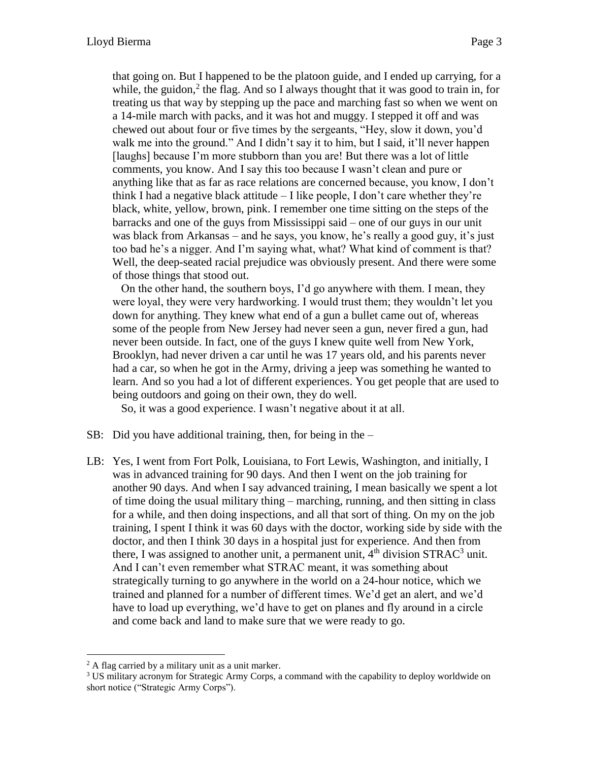that going on. But I happened to be the platoon guide, and I ended up carrying, for a while, the guidon,[2] the flag. And so I always thought that it was good to train in, for treating us that way by stepping up the pace and marching fast so when we went on a 14-mile march with packs, and it was hot and muggy. I stepped it off and was chewed out about four or five times by the sergeants, "Hey, slow it down, you'd walk me into the ground." And I didn't say it to him, but I said, it'll never happen [laughs] because I'm more stubborn than you are! But there was a lot of little comments, you know. And I say this too because I wasn't clean and pure or anything like that as far as race relations are concerned because, you know, I don't think I had a negative black attitude – I like people, I don't care whether they're black, white, yellow, brown, pink. I remember one time sitting on the steps of the barracks and one of the guys from Mississippi said – one of our guys in our unit was black from Arkansas – and he says, you know, he's really a good guy, it's just too bad he's a nigger. And I'm saying what, what? What kind of comment is that? Well, the deep-seated racial prejudice was obviously present. And there were some of those things that stood out.

On the other hand, the southern boys, I'd go anywhere with them. I mean, they were loyal, they were very hardworking. I would trust them; they wouldn't let you down for anything. They knew what end of a gun a bullet came out of, whereas some of the people from New Jersey had never seen a gun, never fired a gun, had never been outside. In fact, one of the guys I knew quite well from New York, Brooklyn, had never driven a car until he was 17 years old, and his parents never had a car, so when he got in the Army, driving a jeep was something he wanted to learn. And so you had a lot of different experiences. You get people that are used to being outdoors and going on their own, they do well.

So, it was a good experience. I wasn't negative about it at all.

SB: Did you have additional training, then, for being in the –

LB: Yes, I went from Fort Polk, Louisiana, to Fort Lewis, Washington, and initially, I was in advanced training for 90 days. And then I went on the job training for another 90 days. And when I say advanced training, I mean basically we spent a lot of time doing the usual military thing – marching, running, and then sitting in class for a while, and then doing inspections, and all that sort of thing. On my on the job training, I spent I think it was 60 days with the doctor, working side by side with the doctor, and then I think 30 days in a hospital just for experience. And then from there, I was assigned to another unit, a permanent unit, 4th division STRAC[3] unit. And I can't even remember what STRAC meant, it was something about strategically turning to go anywhere in the world on a 24-hour notice, which we trained and planned for a number of different times. We'd get an alert, and we'd have to load up everything, we'd have to get on planes and fly around in a circle and come back and land to make sure that we were ready to go.

---

[2] A flag carried by a military unit as a unit marker.

[3] US military acronym for Strategic Army Corps, a command with the capability to deploy worldwide on short notice ("Strategic Army Corps").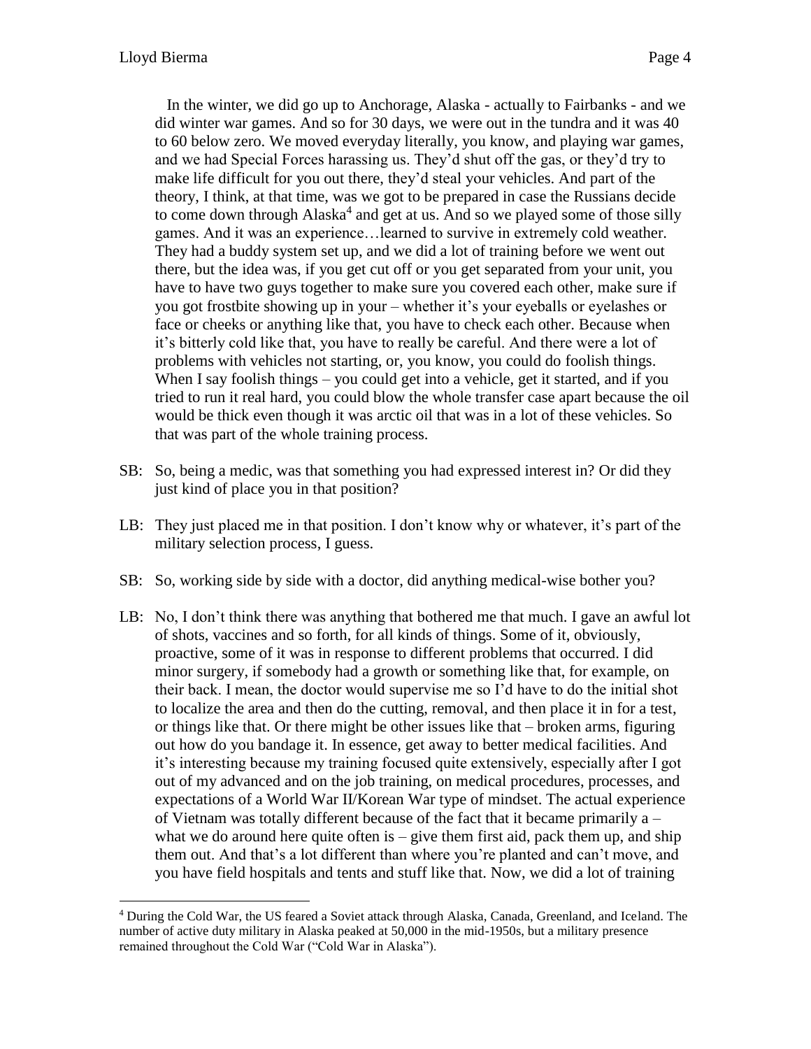In the winter, we did go up to Anchorage, Alaska - actually to Fairbanks - and we did winter war games. And so for 30 days, we were out in the tundra and it was 40 to 60 below zero. We moved everyday literally, you know, and playing war games, and we had Special Forces harassing us. They'd shut off the gas, or they'd try to make life difficult for you out there, they'd steal your vehicles. And part of the theory, I think, at that time, was we got to be prepared in case the Russians decide to come down through Alaska[4] and get at us. And so we played some of those silly games. And it was an experience…learned to survive in extremely cold weather. They had a buddy system set up, and we did a lot of training before we went out there, but the idea was, if you get cut off or you get separated from your unit, you have to have two guys together to make sure you covered each other, make sure if you got frostbite showing up in your – whether it's your eyeballs or eyelashes or face or cheeks or anything like that, you have to check each other. Because when it's bitterly cold like that, you have to really be careful. And there were a lot of problems with vehicles not starting, or, you know, you could do foolish things. When I say foolish things – you could get into a vehicle, get it started, and if you tried to run it real hard, you could blow the whole transfer case apart because the oil would be thick even though it was arctic oil that was in a lot of these vehicles. So that was part of the whole training process.

SB: So, being a medic, was that something you had expressed interest in? Or did they just kind of place you in that position?

LB: They just placed me in that position. I don't know why or whatever, it's part of the military selection process, I guess.

SB: So, working side by side with a doctor, did anything medical-wise bother you?

LB: No, I don't think there was anything that bothered me that much. I gave an awful lot of shots, vaccines and so forth, for all kinds of things. Some of it, obviously, proactive, some of it was in response to different problems that occurred. I did minor surgery, if somebody had a growth or something like that, for example, on their back. I mean, the doctor would supervise me so I'd have to do the initial shot to localize the area and then do the cutting, removal, and then place it in for a test, or things like that. Or there might be other issues like that – broken arms, figuring out how do you bandage it. In essence, get away to better medical facilities. And it's interesting because my training focused quite extensively, especially after I got out of my advanced and on the job training, on medical procedures, processes, and expectations of a World War II/Korean War type of mindset. The actual experience of Vietnam was totally different because of the fact that it became primarily a – what we do around here quite often is – give them first aid, pack them up, and ship them out. And that's a lot different than where you're planted and can't move, and you have field hospitals and tents and stuff like that. Now, we did a lot of training

---

[4] During the Cold War, the US feared a Soviet attack through Alaska, Canada, Greenland, and Iceland. The number of active duty military in Alaska peaked at 50,000 in the mid-1950s, but a military presence remained throughout the Cold War ("Cold War in Alaska").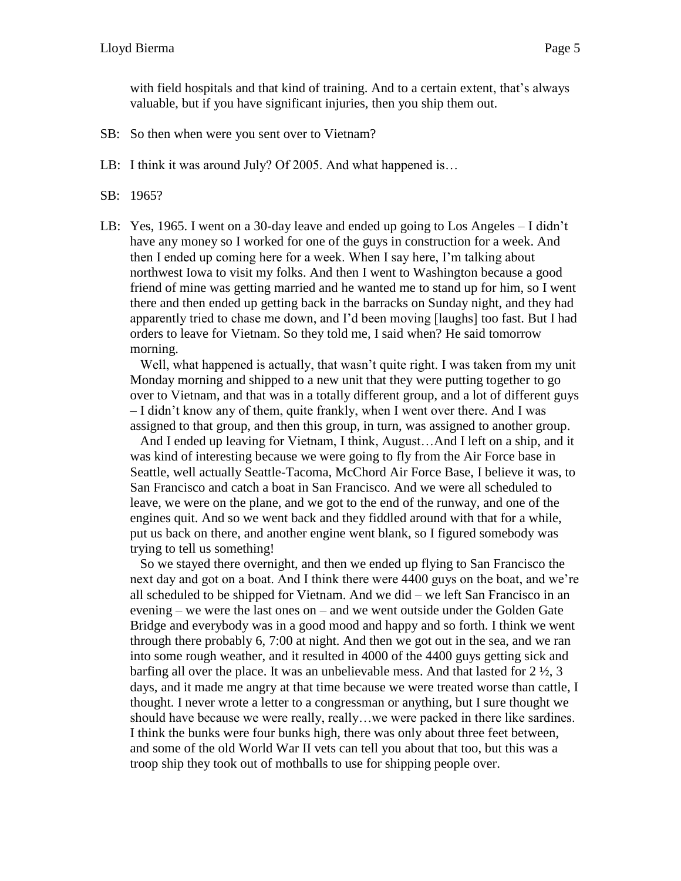with field hospitals and that kind of training. And to a certain extent, that's always valuable, but if you have significant injuries, then you ship them out.

SB: So then when were you sent over to Vietnam?

LB: I think it was around July? Of 2005. And what happened is…

SB: 1965?

LB: Yes, 1965. I went on a 30-day leave and ended up going to Los Angeles – I didn't have any money so I worked for one of the guys in construction for a week. And then I ended up coming here for a week. When I say here, I'm talking about northwest Iowa to visit my folks. And then I went to Washington because a good friend of mine was getting married and he wanted me to stand up for him, so I went there and then ended up getting back in the barracks on Sunday night, and they had apparently tried to chase me down, and I'd been moving [laughs] too fast. But I had orders to leave for Vietnam. So they told me, I said when? He said tomorrow morning.

Well, what happened is actually, that wasn't quite right. I was taken from my unit Monday morning and shipped to a new unit that they were putting together to go over to Vietnam, and that was in a totally different group, and a lot of different guys – I didn't know any of them, quite frankly, when I went over there. And I was assigned to that group, and then this group, in turn, was assigned to another group.

And I ended up leaving for Vietnam, I think, August…And I left on a ship, and it was kind of interesting because we were going to fly from the Air Force base in Seattle, well actually Seattle-Tacoma, McChord Air Force Base, I believe it was, to San Francisco and catch a boat in San Francisco. And we were all scheduled to leave, we were on the plane, and we got to the end of the runway, and one of the engines quit. And so we went back and they fiddled around with that for a while, put us back on there, and another engine went blank, so I figured somebody was trying to tell us something!

So we stayed there overnight, and then we ended up flying to San Francisco the next day and got on a boat. And I think there were 4400 guys on the boat, and we're all scheduled to be shipped for Vietnam. And we did – we left San Francisco in an evening – we were the last ones on – and we went outside under the Golden Gate Bridge and everybody was in a good mood and happy and so forth. I think we went through there probably 6, 7:00 at night. And then we got out in the sea, and we ran into some rough weather, and it resulted in 4000 of the 4400 guys getting sick and barfing all over the place. It was an unbelievable mess. And that lasted for 2 ½, 3 days, and it made me angry at that time because we were treated worse than cattle, I thought. I never wrote a letter to a congressman or anything, but I sure thought we should have because we were really, really…we were packed in there like sardines. I think the bunks were four bunks high, there was only about three feet between, and some of the old World War II vets can tell you about that too, but this was a troop ship they took out of mothballs to use for shipping people over.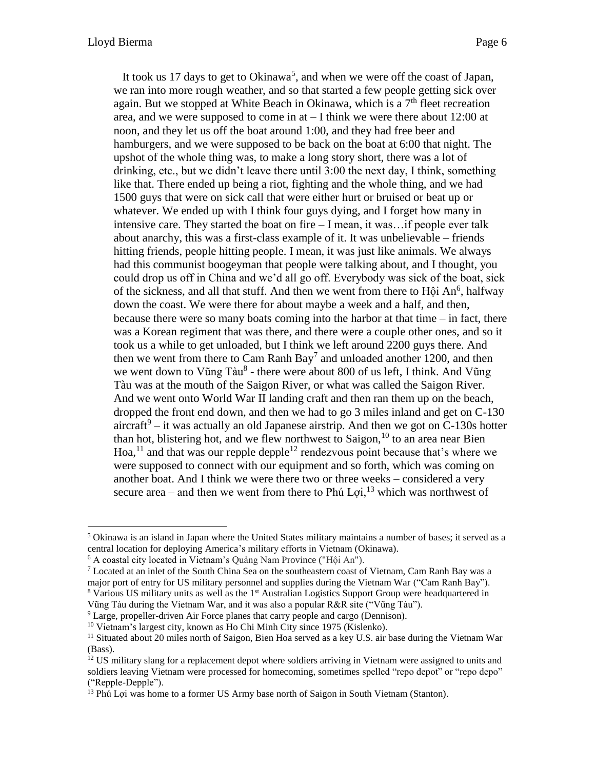It took us 17 days to get to Okinawa[5], and when we were off the coast of Japan, we ran into more rough weather, and so that started a few people getting sick over again. But we stopped at White Beach in Okinawa, which is a 7th fleet recreation area, and we were supposed to come in at – I think we were there about 12:00 at noon, and they let us off the boat around 1:00, and they had free beer and hamburgers, and we were supposed to be back on the boat at 6:00 that night. The upshot of the whole thing was, to make a long story short, there was a lot of drinking, etc., but we didn't leave there until 3:00 the next day, I think, something like that. There ended up being a riot, fighting and the whole thing, and we had 1500 guys that were on sick call that were either hurt or bruised or beat up or whatever. We ended up with I think four guys dying, and I forget how many in intensive care. They started the boat on fire – I mean, it was…if people ever talk about anarchy, this was a first-class example of it. It was unbelievable – friends hitting friends, people hitting people. I mean, it was just like animals. We always had this communist boogeyman that people were talking about, and I thought, you could drop us off in China and we'd all go off. Everybody was sick of the boat, sick of the sickness, and all that stuff. And then we went from there to Hội An[6], halfway down the coast. We were there for about maybe a week and a half, and then, because there were so many boats coming into the harbor at that time – in fact, there was a Korean regiment that was there, and there were a couple other ones, and so it took us a while to get unloaded, but I think we left around 2200 guys there. And then we went from there to Cam Ranh Bay[7] and unloaded another 1200, and then we went down to Vũng Tàu[8] - there were about 800 of us left, I think. And Vũng Tàu was at the mouth of the Saigon River, or what was called the Saigon River. And we went onto World War II landing craft and then ran them up on the beach, dropped the front end down, and then we had to go 3 miles inland and get on C-130 aircraft[9] – it was actually an old Japanese airstrip. And then we got on C-130s hotter than hot, blistering hot, and we flew northwest to Saigon,[10] to an area near Bien Hoa,[11] and that was our repple depple[12] rendezvous point because that's where we were supposed to connect with our equipment and so forth, which was coming on another boat. And I think we were there two or three weeks – considered a very secure area – and then we went from there to Phú Lợi,[13] which was northwest of

---

[5] Okinawa is an island in Japan where the United States military maintains a number of bases; it served as a central location for deploying America's military efforts in Vietnam (Okinawa).

[6] A coastal city located in Vietnam's Quảng Nam Province ("Hội An").

[7] Located at an inlet of the South China Sea on the southeastern coast of Vietnam, Cam Ranh Bay was a major port of entry for US military personnel and supplies during the Vietnam War ("Cam Ranh Bay").

[8] Various US military units as well as the 1st Australian Logistics Support Group were headquartered in Vũng Tàu during the Vietnam War, and it was also a popular R&R site ("Vũng Tàu").

[9] Large, propeller-driven Air Force planes that carry people and cargo (Dennison).

[10] Vietnam's largest city, known as Ho Chi Minh City since 1975 (Kislenko).

[11] Situated about 20 miles north of Saigon, Bien Hoa served as a key U.S. air base during the Vietnam War (Bass).

[12] US military slang for a replacement depot where soldiers arriving in Vietnam were assigned to units and soldiers leaving Vietnam were processed for homecoming, sometimes spelled "repo depot" or "repo depo" ("Repple-Depple").

[13] Phú Lợi was home to a former US Army base north of Saigon in South Vietnam (Stanton).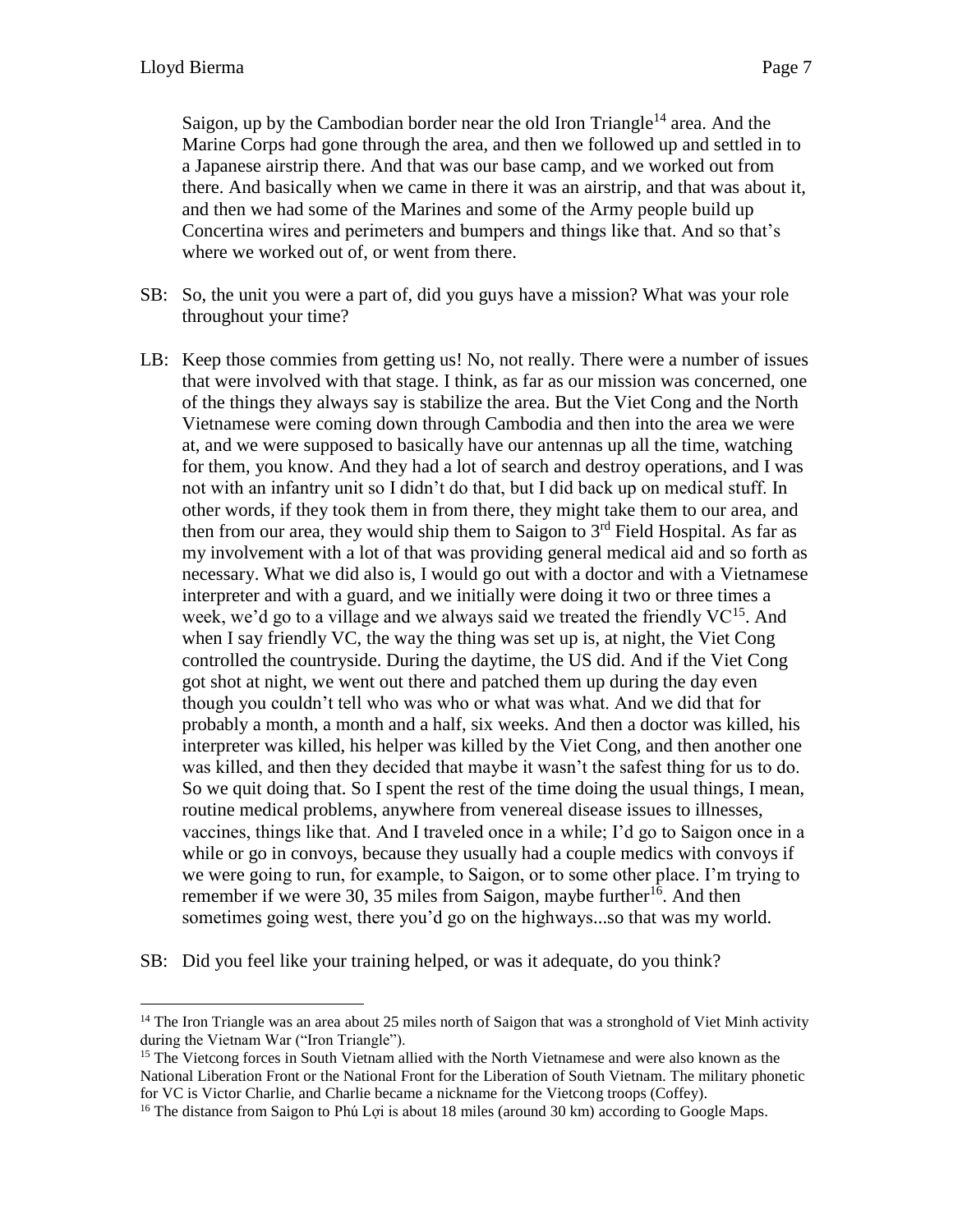Saigon, up by the Cambodian border near the old Iron Triangle[14] area. And the Marine Corps had gone through the area, and then we followed up and settled in to a Japanese airstrip there. And that was our base camp, and we worked out from there. And basically when we came in there it was an airstrip, and that was about it, and then we had some of the Marines and some of the Army people build up Concertina wires and perimeters and bumpers and things like that. And so that's where we worked out of, or went from there.

SB: So, the unit you were a part of, did you guys have a mission? What was your role throughout your time?

LB: Keep those commies from getting us! No, not really. There were a number of issues that were involved with that stage. I think, as far as our mission was concerned, one of the things they always say is stabilize the area. But the Viet Cong and the North Vietnamese were coming down through Cambodia and then into the area we were at, and we were supposed to basically have our antennas up all the time, watching for them, you know. And they had a lot of search and destroy operations, and I was not with an infantry unit so I didn't do that, but I did back up on medical stuff. In other words, if they took them in from there, they might take them to our area, and then from our area, they would ship them to Saigon to 3rd Field Hospital. As far as my involvement with a lot of that was providing general medical aid and so forth as necessary. What we did also is, I would go out with a doctor and with a Vietnamese interpreter and with a guard, and we initially were doing it two or three times a week, we'd go to a village and we always said we treated the friendly VC[15]. And when I say friendly VC, the way the thing was set up is, at night, the Viet Cong controlled the countryside. During the daytime, the US did. And if the Viet Cong got shot at night, we went out there and patched them up during the day even though you couldn't tell who was who or what was what. And we did that for probably a month, a month and a half, six weeks. And then a doctor was killed, his interpreter was killed, his helper was killed by the Viet Cong, and then another one was killed, and then they decided that maybe it wasn't the safest thing for us to do. So we quit doing that. So I spent the rest of the time doing the usual things, I mean, routine medical problems, anywhere from venereal disease issues to illnesses, vaccines, things like that. And I traveled once in a while; I'd go to Saigon once in a while or go in convoys, because they usually had a couple medics with convoys if we were going to run, for example, to Saigon, or to some other place. I'm trying to remember if we were 30, 35 miles from Saigon, maybe further[16]. And then sometimes going west, there you'd go on the highways...so that was my world.

SB: Did you feel like your training helped, or was it adequate, do you think?

---

[14] The Iron Triangle was an area about 25 miles north of Saigon that was a stronghold of Viet Minh activity during the Vietnam War ("Iron Triangle").

[15] The Vietcong forces in South Vietnam allied with the North Vietnamese and were also known as the National Liberation Front or the National Front for the Liberation of South Vietnam. The military phonetic for VC is Victor Charlie, and Charlie became a nickname for the Vietcong troops (Coffey).

[16] The distance from Saigon to Phú Lợi is about 18 miles (around 30 km) according to Google Maps.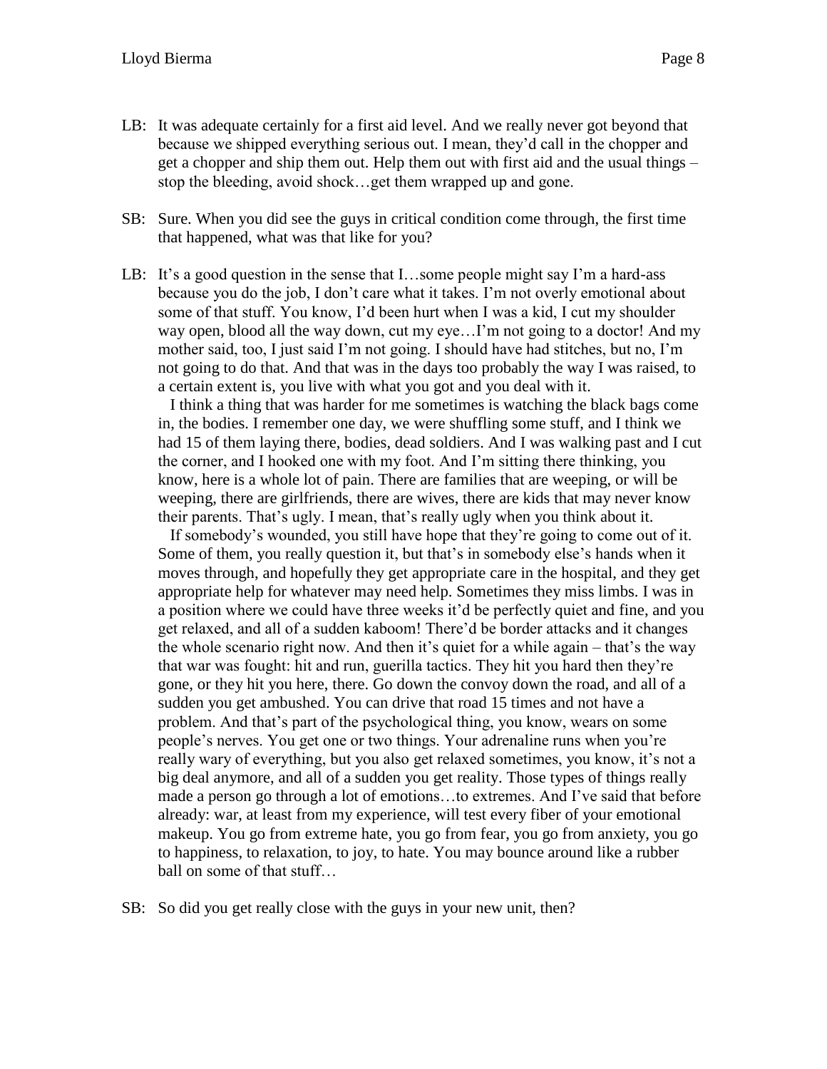LB: It was adequate certainly for a first aid level. And we really never got beyond that because we shipped everything serious out. I mean, they'd call in the chopper and get a chopper and ship them out. Help them out with first aid and the usual things – stop the bleeding, avoid shock…get them wrapped up and gone.

SB: Sure. When you did see the guys in critical condition come through, the first time that happened, what was that like for you?

LB: It's a good question in the sense that I…some people might say I'm a hard-ass because you do the job, I don't care what it takes. I'm not overly emotional about some of that stuff. You know, I'd been hurt when I was a kid, I cut my shoulder way open, blood all the way down, cut my eye…I'm not going to a doctor! And my mother said, too, I just said I'm not going. I should have had stitches, but no, I'm not going to do that. And that was in the days too probably the way I was raised, to a certain extent is, you live with what you got and you deal with it.

I think a thing that was harder for me sometimes is watching the black bags come in, the bodies. I remember one day, we were shuffling some stuff, and I think we had 15 of them laying there, bodies, dead soldiers. And I was walking past and I cut the corner, and I hooked one with my foot. And I'm sitting there thinking, you know, here is a whole lot of pain. There are families that are weeping, or will be weeping, there are girlfriends, there are wives, there are kids that may never know their parents. That's ugly. I mean, that's really ugly when you think about it.

If somebody's wounded, you still have hope that they're going to come out of it. Some of them, you really question it, but that's in somebody else's hands when it moves through, and hopefully they get appropriate care in the hospital, and they get appropriate help for whatever may need help. Sometimes they miss limbs. I was in a position where we could have three weeks it'd be perfectly quiet and fine, and you get relaxed, and all of a sudden kaboom! There'd be border attacks and it changes the whole scenario right now. And then it's quiet for a while again – that's the way that war was fought: hit and run, guerilla tactics. They hit you hard then they're gone, or they hit you here, there. Go down the convoy down the road, and all of a sudden you get ambushed. You can drive that road 15 times and not have a problem. And that's part of the psychological thing, you know, wears on some people's nerves. You get one or two things. Your adrenaline runs when you're really wary of everything, but you also get relaxed sometimes, you know, it's not a big deal anymore, and all of a sudden you get reality. Those types of things really made a person go through a lot of emotions…to extremes. And I've said that before already: war, at least from my experience, will test every fiber of your emotional makeup. You go from extreme hate, you go from fear, you go from anxiety, you go to happiness, to relaxation, to joy, to hate. You may bounce around like a rubber ball on some of that stuff…

SB: So did you get really close with the guys in your new unit, then?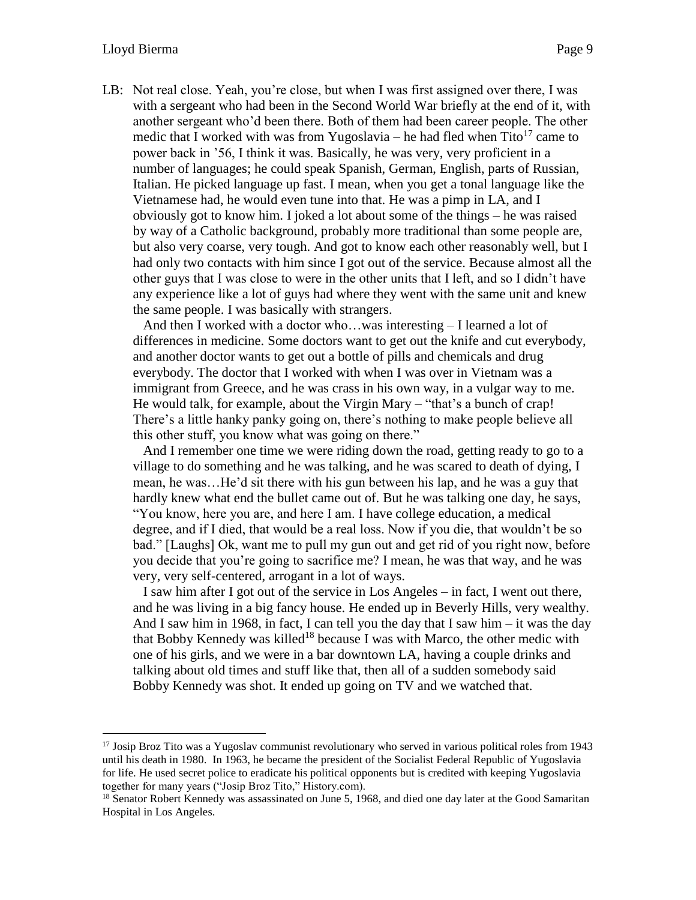LB: Not real close. Yeah, you're close, but when I was first assigned over there, I was with a sergeant who had been in the Second World War briefly at the end of it, with another sergeant who'd been there. Both of them had been career people. The other medic that I worked with was from Yugoslavia – he had fled when Tito[17] came to power back in '56, I think it was. Basically, he was very, very proficient in a number of languages; he could speak Spanish, German, English, parts of Russian, Italian. He picked language up fast. I mean, when you get a tonal language like the Vietnamese had, he would even tune into that. He was a pimp in LA, and I obviously got to know him. I joked a lot about some of the things – he was raised by way of a Catholic background, probably more traditional than some people are, but also very coarse, very tough. And got to know each other reasonably well, but I had only two contacts with him since I got out of the service. Because almost all the other guys that I was close to were in the other units that I left, and so I didn't have any experience like a lot of guys had where they went with the same unit and knew the same people. I was basically with strangers.

And then I worked with a doctor who…was interesting – I learned a lot of differences in medicine. Some doctors want to get out the knife and cut everybody, and another doctor wants to get out a bottle of pills and chemicals and drug everybody. The doctor that I worked with when I was over in Vietnam was a immigrant from Greece, and he was crass in his own way, in a vulgar way to me. He would talk, for example, about the Virgin Mary – "that's a bunch of crap! There's a little hanky panky going on, there's nothing to make people believe all this other stuff, you know what was going on there."

And I remember one time we were riding down the road, getting ready to go to a village to do something and he was talking, and he was scared to death of dying, I mean, he was…He'd sit there with his gun between his lap, and he was a guy that hardly knew what end the bullet came out of. But he was talking one day, he says, "You know, here you are, and here I am. I have college education, a medical degree, and if I died, that would be a real loss. Now if you die, that wouldn't be so bad." [Laughs] Ok, want me to pull my gun out and get rid of you right now, before you decide that you're going to sacrifice me? I mean, he was that way, and he was very, very self-centered, arrogant in a lot of ways.

I saw him after I got out of the service in Los Angeles – in fact, I went out there, and he was living in a big fancy house. He ended up in Beverly Hills, very wealthy. And I saw him in 1968, in fact, I can tell you the day that I saw him – it was the day that Bobby Kennedy was killed[18] because I was with Marco, the other medic with one of his girls, and we were in a bar downtown LA, having a couple drinks and talking about old times and stuff like that, then all of a sudden somebody said Bobby Kennedy was shot. It ended up going on TV and we watched that.

---

[17] Josip Broz Tito was a Yugoslav communist revolutionary who served in various political roles from 1943 until his death in 1980. In 1963, he became the president of the Socialist Federal Republic of Yugoslavia for life. He used secret police to eradicate his political opponents but is credited with keeping Yugoslavia together for many years ("Josip Broz Tito," History.com).

[18] Senator Robert Kennedy was assassinated on June 5, 1968, and died one day later at the Good Samaritan Hospital in Los Angeles.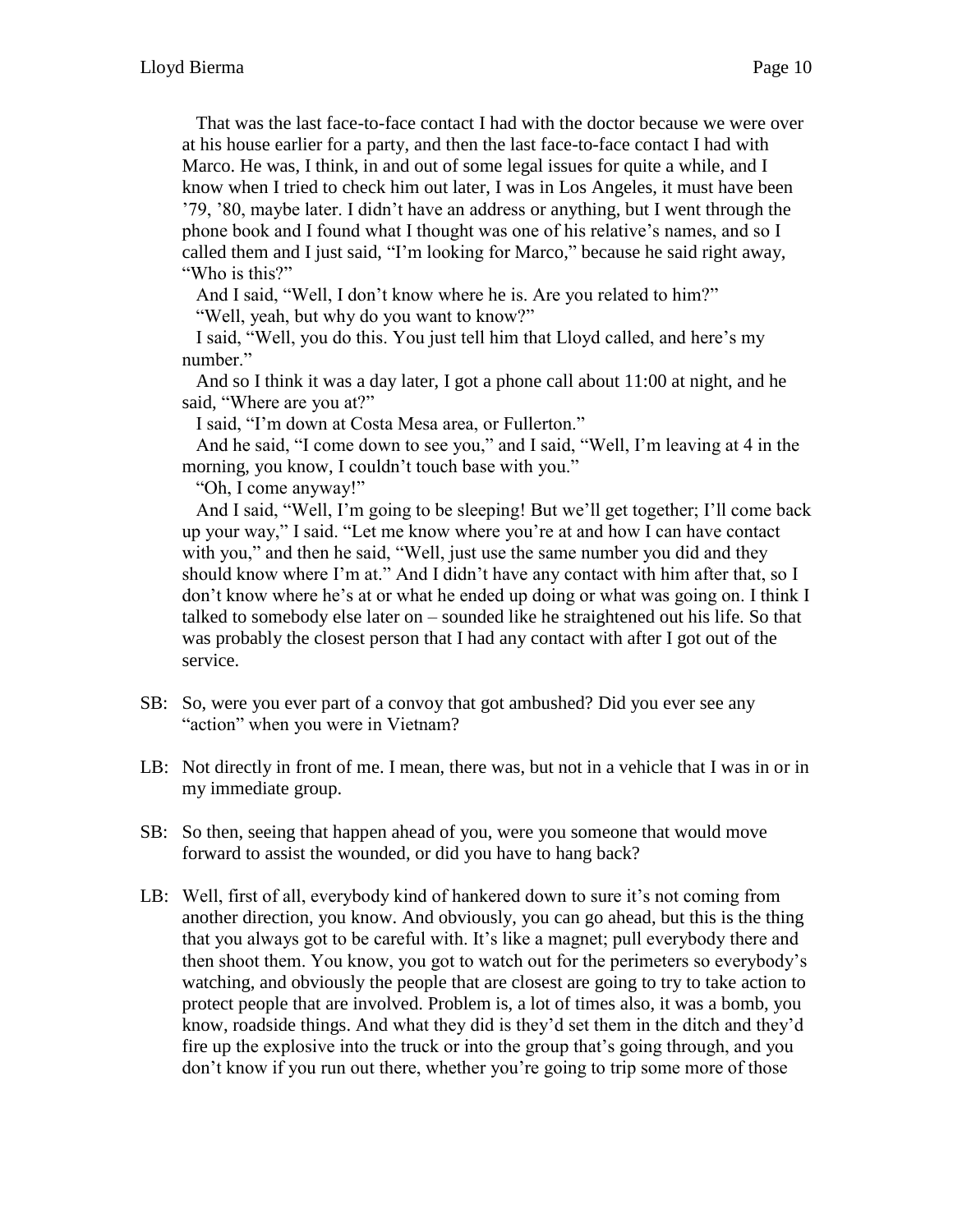That was the last face-to-face contact I had with the doctor because we were over at his house earlier for a party, and then the last face-to-face contact I had with Marco. He was, I think, in and out of some legal issues for quite a while, and I know when I tried to check him out later, I was in Los Angeles, it must have been '79, '80, maybe later. I didn't have an address or anything, but I went through the phone book and I found what I thought was one of his relative's names, and so I called them and I just said, "I'm looking for Marco," because he said right away, "Who is this?"

And I said, "Well, I don't know where he is. Are you related to him?"

"Well, yeah, but why do you want to know?"

I said, "Well, you do this. You just tell him that Lloyd called, and here's my number."

And so I think it was a day later, I got a phone call about 11:00 at night, and he said, "Where are you at?"

I said, "I'm down at Costa Mesa area, or Fullerton."

And he said, "I come down to see you," and I said, "Well, I'm leaving at 4 in the morning, you know, I couldn't touch base with you."

"Oh, I come anyway!"

And I said, "Well, I'm going to be sleeping! But we'll get together; I'll come back up your way," I said. "Let me know where you're at and how I can have contact with you," and then he said, "Well, just use the same number you did and they should know where I'm at." And I didn't have any contact with him after that, so I don't know where he's at or what he ended up doing or what was going on. I think I talked to somebody else later on – sounded like he straightened out his life. So that was probably the closest person that I had any contact with after I got out of the service.

SB: So, were you ever part of a convoy that got ambushed? Did you ever see any "action" when you were in Vietnam?

LB: Not directly in front of me. I mean, there was, but not in a vehicle that I was in or in my immediate group.

SB: So then, seeing that happen ahead of you, were you someone that would move forward to assist the wounded, or did you have to hang back?

LB: Well, first of all, everybody kind of hankered down to sure it's not coming from another direction, you know. And obviously, you can go ahead, but this is the thing that you always got to be careful with. It's like a magnet; pull everybody there and then shoot them. You know, you got to watch out for the perimeters so everybody's watching, and obviously the people that are closest are going to try to take action to protect people that are involved. Problem is, a lot of times also, it was a bomb, you know, roadside things. And what they did is they'd set them in the ditch and they'd fire up the explosive into the truck or into the group that's going through, and you don't know if you run out there, whether you're going to trip some more of those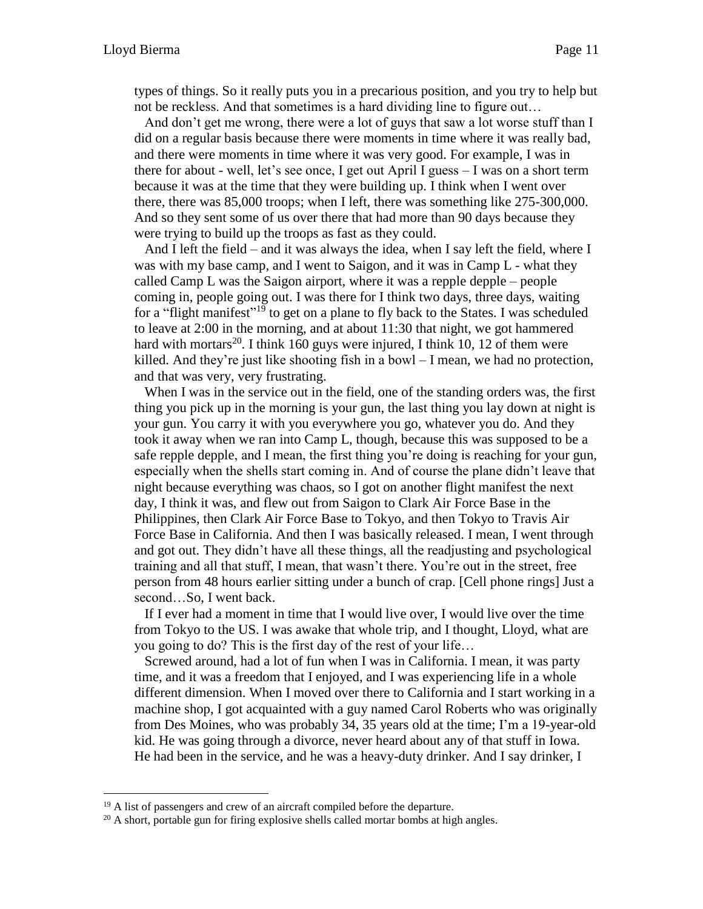types of things. So it really puts you in a precarious position, and you try to help but not be reckless. And that sometimes is a hard dividing line to figure out…

And don't get me wrong, there were a lot of guys that saw a lot worse stuff than I did on a regular basis because there were moments in time where it was really bad, and there were moments in time where it was very good. For example, I was in there for about - well, let's see once, I get out April I guess – I was on a short term because it was at the time that they were building up. I think when I went over there, there was 85,000 troops; when I left, there was something like 275-300,000. And so they sent some of us over there that had more than 90 days because they were trying to build up the troops as fast as they could.

And I left the field – and it was always the idea, when I say left the field, where I was with my base camp, and I went to Saigon, and it was in Camp L - what they called Camp L was the Saigon airport, where it was a repple depple – people coming in, people going out. I was there for I think two days, three days, waiting for a "flight manifest"[19] to get on a plane to fly back to the States. I was scheduled to leave at 2:00 in the morning, and at about 11:30 that night, we got hammered hard with mortars[20]. I think 160 guys were injured, I think 10, 12 of them were killed. And they're just like shooting fish in a bowl – I mean, we had no protection, and that was very, very frustrating.

When I was in the service out in the field, one of the standing orders was, the first thing you pick up in the morning is your gun, the last thing you lay down at night is your gun. You carry it with you everywhere you go, whatever you do. And they took it away when we ran into Camp L, though, because this was supposed to be a safe repple depple, and I mean, the first thing you're doing is reaching for your gun, especially when the shells start coming in. And of course the plane didn't leave that night because everything was chaos, so I got on another flight manifest the next day, I think it was, and flew out from Saigon to Clark Air Force Base in the Philippines, then Clark Air Force Base to Tokyo, and then Tokyo to Travis Air Force Base in California. And then I was basically released. I mean, I went through and got out. They didn't have all these things, all the readjusting and psychological training and all that stuff, I mean, that wasn't there. You're out in the street, free person from 48 hours earlier sitting under a bunch of crap. [Cell phone rings] Just a second…So, I went back.

If I ever had a moment in time that I would live over, I would live over the time from Tokyo to the US. I was awake that whole trip, and I thought, Lloyd, what are you going to do? This is the first day of the rest of your life…

Screwed around, had a lot of fun when I was in California. I mean, it was party time, and it was a freedom that I enjoyed, and I was experiencing life in a whole different dimension. When I moved over there to California and I start working in a machine shop, I got acquainted with a guy named Carol Roberts who was originally from Des Moines, who was probably 34, 35 years old at the time; I'm a 19-year-old kid. He was going through a divorce, never heard about any of that stuff in Iowa. He had been in the service, and he was a heavy-duty drinker. And I say drinker, I

---

[19] A list of passengers and crew of an aircraft compiled before the departure.

[20] A short, portable gun for firing explosive shells called mortar bombs at high angles.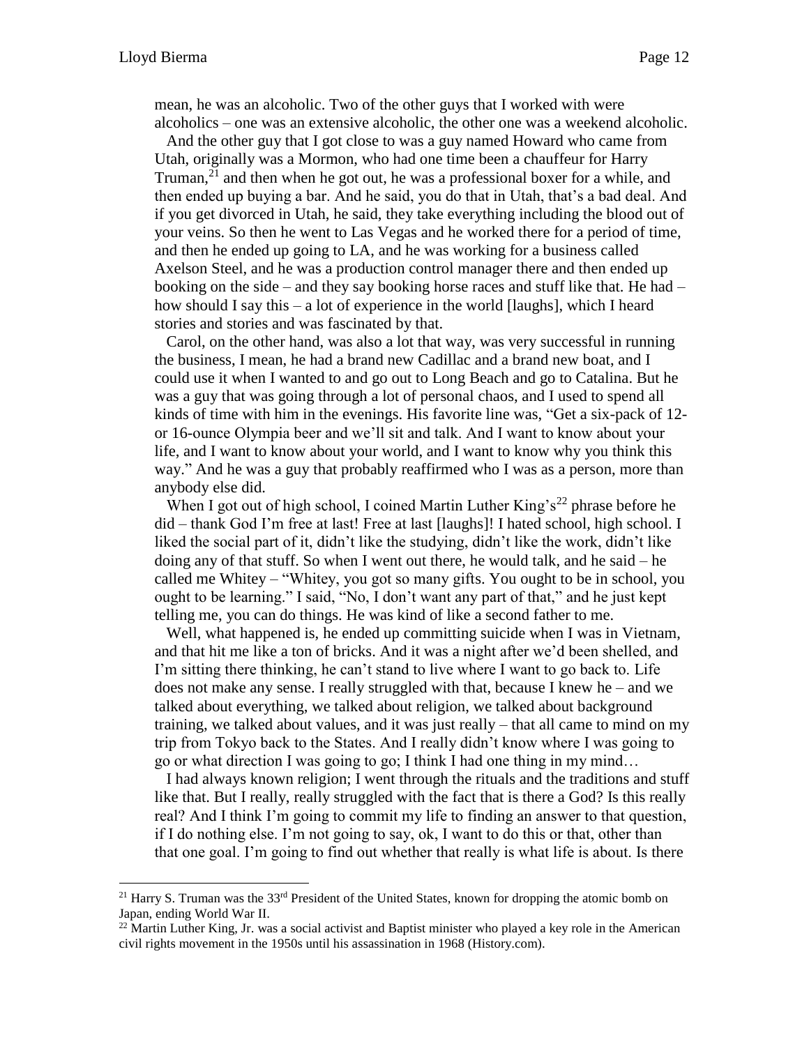mean, he was an alcoholic. Two of the other guys that I worked with were alcoholics – one was an extensive alcoholic, the other one was a weekend alcoholic.

And the other guy that I got close to was a guy named Howard who came from Utah, originally was a Mormon, who had one time been a chauffeur for Harry Truman,[21] and then when he got out, he was a professional boxer for a while, and then ended up buying a bar. And he said, you do that in Utah, that's a bad deal. And if you get divorced in Utah, he said, they take everything including the blood out of your veins. So then he went to Las Vegas and he worked there for a period of time, and then he ended up going to LA, and he was working for a business called Axelson Steel, and he was a production control manager there and then ended up booking on the side – and they say booking horse races and stuff like that. He had – how should I say this – a lot of experience in the world [laughs], which I heard stories and stories and was fascinated by that.

Carol, on the other hand, was also a lot that way, was very successful in running the business, I mean, he had a brand new Cadillac and a brand new boat, and I could use it when I wanted to and go out to Long Beach and go to Catalina. But he was a guy that was going through a lot of personal chaos, and I used to spend all kinds of time with him in the evenings. His favorite line was, "Get a six-pack of 12- or 16-ounce Olympia beer and we'll sit and talk. And I want to know about your life, and I want to know about your world, and I want to know why you think this way." And he was a guy that probably reaffirmed who I was as a person, more than anybody else did.

When I got out of high school, I coined Martin Luther King's[22] phrase before he did – thank God I'm free at last! Free at last [laughs]! I hated school, high school. I liked the social part of it, didn't like the studying, didn't like the work, didn't like doing any of that stuff. So when I went out there, he would talk, and he said – he called me Whitey – "Whitey, you got so many gifts. You ought to be in school, you ought to be learning." I said, "No, I don't want any part of that," and he just kept telling me, you can do things. He was kind of like a second father to me.

Well, what happened is, he ended up committing suicide when I was in Vietnam, and that hit me like a ton of bricks. And it was a night after we'd been shelled, and I'm sitting there thinking, he can't stand to live where I want to go back to. Life does not make any sense. I really struggled with that, because I knew he – and we talked about everything, we talked about religion, we talked about background training, we talked about values, and it was just really – that all came to mind on my trip from Tokyo back to the States. And I really didn't know where I was going to go or what direction I was going to go; I think I had one thing in my mind…

I had always known religion; I went through the rituals and the traditions and stuff like that. But I really, really struggled with the fact that is there a God? Is this really real? And I think I'm going to commit my life to finding an answer to that question, if I do nothing else. I'm not going to say, ok, I want to do this or that, other than that one goal. I'm going to find out whether that really is what life is about. Is there

---

[21] Harry S. Truman was the 33rd President of the United States, known for dropping the atomic bomb on Japan, ending World War II.

[22] Martin Luther King, Jr. was a social activist and Baptist minister who played a key role in the American civil rights movement in the 1950s until his assassination in 1968 (History.com).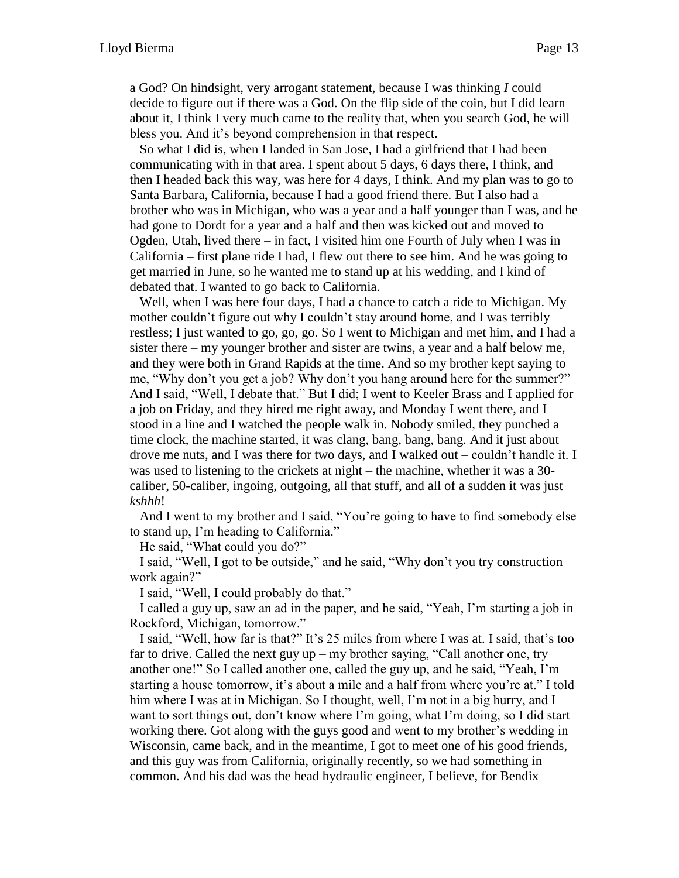a God? On hindsight, very arrogant statement, because I was thinking *I* could decide to figure out if there was a God. On the flip side of the coin, but I did learn about it, I think I very much came to the reality that, when you search God, he will bless you. And it's beyond comprehension in that respect.

So what I did is, when I landed in San Jose, I had a girlfriend that I had been communicating with in that area. I spent about 5 days, 6 days there, I think, and then I headed back this way, was here for 4 days, I think. And my plan was to go to Santa Barbara, California, because I had a good friend there. But I also had a brother who was in Michigan, who was a year and a half younger than I was, and he had gone to Dordt for a year and a half and then was kicked out and moved to Ogden, Utah, lived there – in fact, I visited him one Fourth of July when I was in California – first plane ride I had, I flew out there to see him. And he was going to get married in June, so he wanted me to stand up at his wedding, and I kind of debated that. I wanted to go back to California.

Well, when I was here four days, I had a chance to catch a ride to Michigan. My mother couldn't figure out why I couldn't stay around home, and I was terribly restless; I just wanted to go, go, go. So I went to Michigan and met him, and I had a sister there – my younger brother and sister are twins, a year and a half below me, and they were both in Grand Rapids at the time. And so my brother kept saying to me, "Why don't you get a job? Why don't you hang around here for the summer?" And I said, "Well, I debate that." But I did; I went to Keeler Brass and I applied for a job on Friday, and they hired me right away, and Monday I went there, and I stood in a line and I watched the people walk in. Nobody smiled, they punched a time clock, the machine started, it was clang, bang, bang, bang. And it just about drove me nuts, and I was there for two days, and I walked out – couldn't handle it. I was used to listening to the crickets at night – the machine, whether it was a 30-caliber, 50-caliber, ingoing, outgoing, all that stuff, and all of a sudden it was just *kshhh*!

And I went to my brother and I said, "You're going to have to find somebody else to stand up, I'm heading to California."

He said, "What could you do?"

I said, "Well, I got to be outside," and he said, "Why don't you try construction work again?"

I said, "Well, I could probably do that."

I called a guy up, saw an ad in the paper, and he said, "Yeah, I'm starting a job in Rockford, Michigan, tomorrow."

I said, "Well, how far is that?" It's 25 miles from where I was at. I said, that's too far to drive. Called the next guy up – my brother saying, "Call another one, try another one!" So I called another one, called the guy up, and he said, "Yeah, I'm starting a house tomorrow, it's about a mile and a half from where you're at." I told him where I was at in Michigan. So I thought, well, I'm not in a big hurry, and I want to sort things out, don't know where I'm going, what I'm doing, so I did start working there. Got along with the guys good and went to my brother's wedding in Wisconsin, came back, and in the meantime, I got to meet one of his good friends, and this guy was from California, originally recently, so we had something in common. And his dad was the head hydraulic engineer, I believe, for Bendix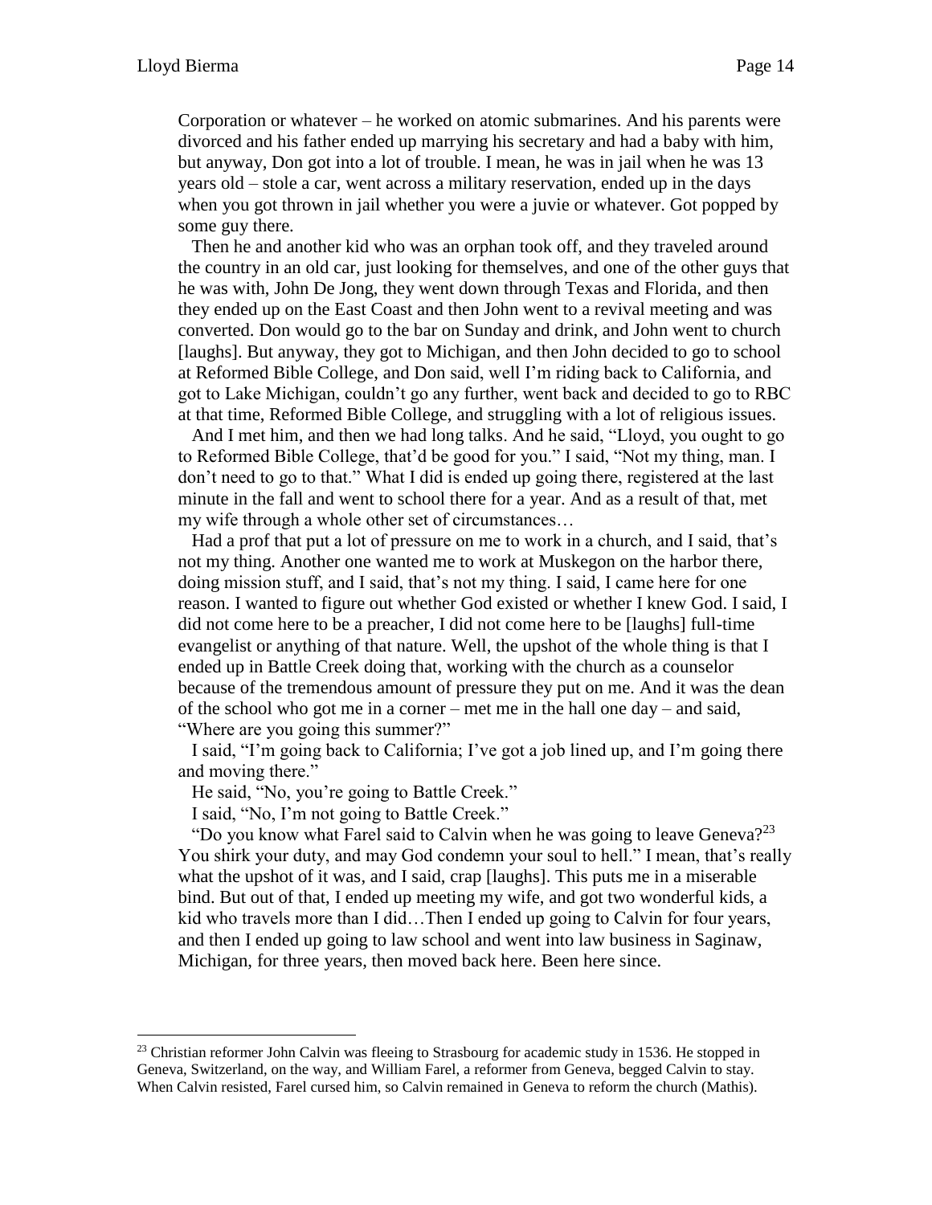Corporation or whatever – he worked on atomic submarines. And his parents were divorced and his father ended up marrying his secretary and had a baby with him, but anyway, Don got into a lot of trouble. I mean, he was in jail when he was 13 years old – stole a car, went across a military reservation, ended up in the days when you got thrown in jail whether you were a juvie or whatever. Got popped by some guy there.

Then he and another kid who was an orphan took off, and they traveled around the country in an old car, just looking for themselves, and one of the other guys that he was with, John De Jong, they went down through Texas and Florida, and then they ended up on the East Coast and then John went to a revival meeting and was converted. Don would go to the bar on Sunday and drink, and John went to church [laughs]. But anyway, they got to Michigan, and then John decided to go to school at Reformed Bible College, and Don said, well I'm riding back to California, and got to Lake Michigan, couldn't go any further, went back and decided to go to RBC at that time, Reformed Bible College, and struggling with a lot of religious issues.

And I met him, and then we had long talks. And he said, "Lloyd, you ought to go to Reformed Bible College, that'd be good for you." I said, "Not my thing, man. I don't need to go to that." What I did is ended up going there, registered at the last minute in the fall and went to school there for a year. And as a result of that, met my wife through a whole other set of circumstances…

Had a prof that put a lot of pressure on me to work in a church, and I said, that's not my thing. Another one wanted me to work at Muskegon on the harbor there, doing mission stuff, and I said, that's not my thing. I said, I came here for one reason. I wanted to figure out whether God existed or whether I knew God. I said, I did not come here to be a preacher, I did not come here to be [laughs] full-time evangelist or anything of that nature. Well, the upshot of the whole thing is that I ended up in Battle Creek doing that, working with the church as a counselor because of the tremendous amount of pressure they put on me. And it was the dean of the school who got me in a corner – met me in the hall one day – and said, "Where are you going this summer?"

I said, "I'm going back to California; I've got a job lined up, and I'm going there and moving there."

He said, "No, you're going to Battle Creek."

I said, "No, I'm not going to Battle Creek."

"Do you know what Farel said to Calvin when he was going to leave Geneva?[23] You shirk your duty, and may God condemn your soul to hell." I mean, that's really what the upshot of it was, and I said, crap [laughs]. This puts me in a miserable bind. But out of that, I ended up meeting my wife, and got two wonderful kids, a kid who travels more than I did…Then I ended up going to Calvin for four years, and then I ended up going to law school and went into law business in Saginaw, Michigan, for three years, then moved back here. Been here since.

---

[23] Christian reformer John Calvin was fleeing to Strasbourg for academic study in 1536. He stopped in Geneva, Switzerland, on the way, and William Farel, a reformer from Geneva, begged Calvin to stay. When Calvin resisted, Farel cursed him, so Calvin remained in Geneva to reform the church (Mathis).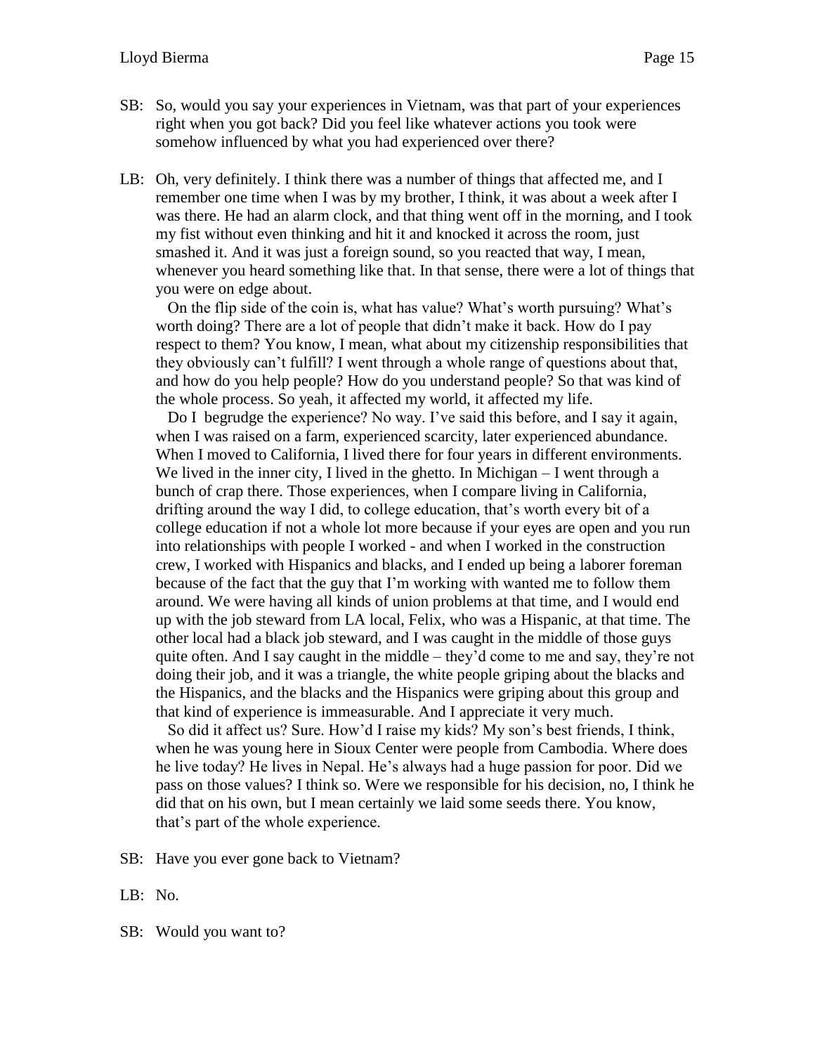SB: So, would you say your experiences in Vietnam, was that part of your experiences right when you got back? Did you feel like whatever actions you took were somehow influenced by what you had experienced over there?

LB: Oh, very definitely. I think there was a number of things that affected me, and I remember one time when I was by my brother, I think, it was about a week after I was there. He had an alarm clock, and that thing went off in the morning, and I took my fist without even thinking and hit it and knocked it across the room, just smashed it. And it was just a foreign sound, so you reacted that way, I mean, whenever you heard something like that. In that sense, there were a lot of things that you were on edge about.

On the flip side of the coin is, what has value? What's worth pursuing? What's worth doing? There are a lot of people that didn't make it back. How do I pay respect to them? You know, I mean, what about my citizenship responsibilities that they obviously can't fulfill? I went through a whole range of questions about that, and how do you help people? How do you understand people? So that was kind of the whole process. So yeah, it affected my world, it affected my life.

Do I begrudge the experience? No way. I've said this before, and I say it again, when I was raised on a farm, experienced scarcity, later experienced abundance. When I moved to California, I lived there for four years in different environments. We lived in the inner city, I lived in the ghetto. In Michigan – I went through a bunch of crap there. Those experiences, when I compare living in California, drifting around the way I did, to college education, that's worth every bit of a college education if not a whole lot more because if your eyes are open and you run into relationships with people I worked - and when I worked in the construction crew, I worked with Hispanics and blacks, and I ended up being a laborer foreman because of the fact that the guy that I'm working with wanted me to follow them around. We were having all kinds of union problems at that time, and I would end up with the job steward from LA local, Felix, who was a Hispanic, at that time. The other local had a black job steward, and I was caught in the middle of those guys quite often. And I say caught in the middle – they'd come to me and say, they're not doing their job, and it was a triangle, the white people griping about the blacks and the Hispanics, and the blacks and the Hispanics were griping about this group and that kind of experience is immeasurable. And I appreciate it very much.

So did it affect us? Sure. How'd I raise my kids? My son's best friends, I think, when he was young here in Sioux Center were people from Cambodia. Where does he live today? He lives in Nepal. He's always had a huge passion for poor. Did we pass on those values? I think so. Were we responsible for his decision, no, I think he did that on his own, but I mean certainly we laid some seeds there. You know, that's part of the whole experience.

SB: Have you ever gone back to Vietnam?

LB: No.

SB: Would you want to?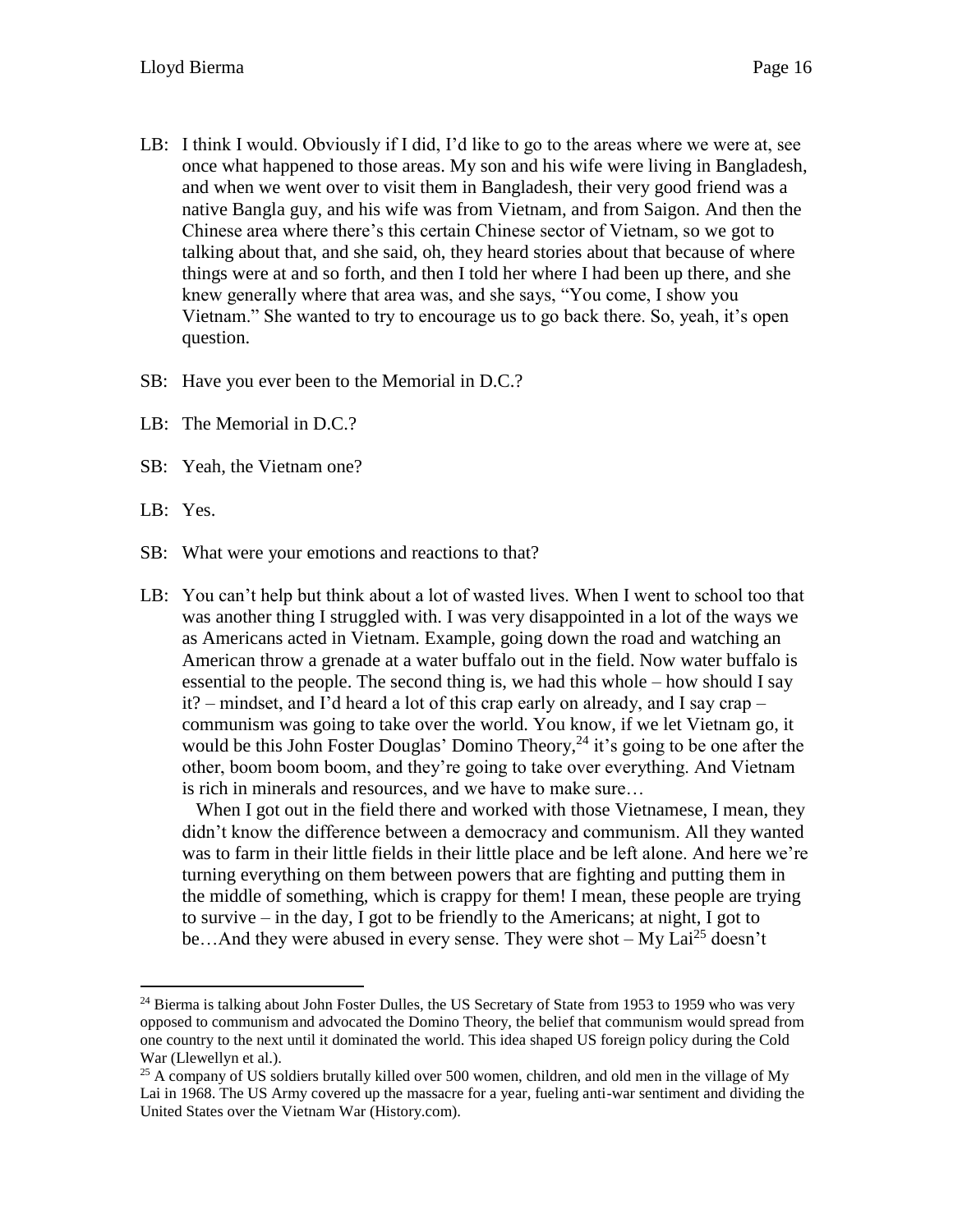LB: I think I would. Obviously if I did, I'd like to go to the areas where we were at, see once what happened to those areas. My son and his wife were living in Bangladesh, and when we went over to visit them in Bangladesh, their very good friend was a native Bangla guy, and his wife was from Vietnam, and from Saigon. And then the Chinese area where there's this certain Chinese sector of Vietnam, so we got to talking about that, and she said, oh, they heard stories about that because of where things were at and so forth, and then I told her where I had been up there, and she knew generally where that area was, and she says, "You come, I show you Vietnam." She wanted to try to encourage us to go back there. So, yeah, it's open question.

SB: Have you ever been to the Memorial in D.C.?

LB: The Memorial in D.C.?

SB: Yeah, the Vietnam one?

LB: Yes.

SB: What were your emotions and reactions to that?

LB: You can't help but think about a lot of wasted lives. When I went to school too that was another thing I struggled with. I was very disappointed in a lot of the ways we as Americans acted in Vietnam. Example, going down the road and watching an American throw a grenade at a water buffalo out in the field. Now water buffalo is essential to the people. The second thing is, we had this whole – how should I say it? – mindset, and I'd heard a lot of this crap early on already, and I say crap – communism was going to take over the world. You know, if we let Vietnam go, it would be this John Foster Douglas' Domino Theory,[24] it's going to be one after the other, boom boom boom, and they're going to take over everything. And Vietnam is rich in minerals and resources, and we have to make sure…

When I got out in the field there and worked with those Vietnamese, I mean, they didn't know the difference between a democracy and communism. All they wanted was to farm in their little fields in their little place and be left alone. And here we're turning everything on them between powers that are fighting and putting them in the middle of something, which is crappy for them! I mean, these people are trying to survive – in the day, I got to be friendly to the Americans; at night, I got to be…And they were abused in every sense. They were shot – My Lai[25] doesn't

---

[24] Bierma is talking about John Foster Dulles, the US Secretary of State from 1953 to 1959 who was very opposed to communism and advocated the Domino Theory, the belief that communism would spread from one country to the next until it dominated the world. This idea shaped US foreign policy during the Cold War (Llewellyn et al.).

[25] A company of US soldiers brutally killed over 500 women, children, and old men in the village of My Lai in 1968. The US Army covered up the massacre for a year, fueling anti-war sentiment and dividing the United States over the Vietnam War (History.com).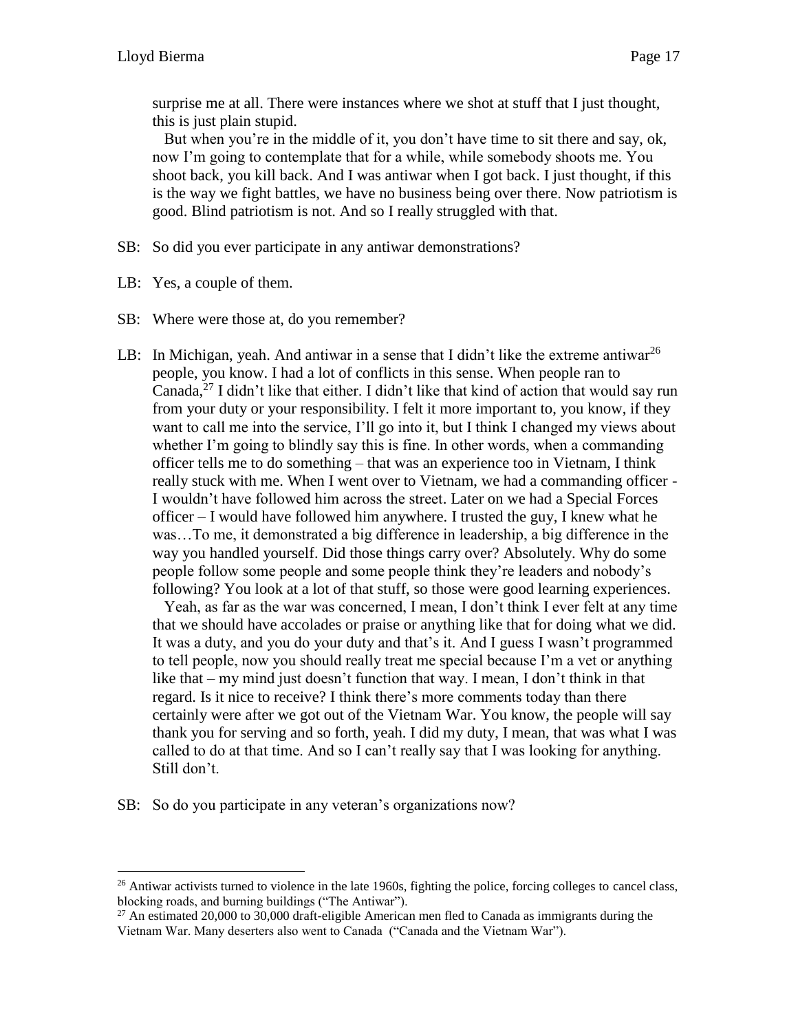surprise me at all. There were instances where we shot at stuff that I just thought, this is just plain stupid.

But when you're in the middle of it, you don't have time to sit there and say, ok, now I'm going to contemplate that for a while, while somebody shoots me. You shoot back, you kill back. And I was antiwar when I got back. I just thought, if this is the way we fight battles, we have no business being over there. Now patriotism is good. Blind patriotism is not. And so I really struggled with that.

SB: So did you ever participate in any antiwar demonstrations?

LB: Yes, a couple of them.

SB: Where were those at, do you remember?

LB: In Michigan, yeah. And antiwar in a sense that I didn't like the extreme antiwar[26] people, you know. I had a lot of conflicts in this sense. When people ran to Canada,[27] I didn't like that either. I didn't like that kind of action that would say run from your duty or your responsibility. I felt it more important to, you know, if they want to call me into the service, I'll go into it, but I think I changed my views about whether I'm going to blindly say this is fine. In other words, when a commanding officer tells me to do something – that was an experience too in Vietnam, I think really stuck with me. When I went over to Vietnam, we had a commanding officer - I wouldn't have followed him across the street. Later on we had a Special Forces officer – I would have followed him anywhere. I trusted the guy, I knew what he was…To me, it demonstrated a big difference in leadership, a big difference in the way you handled yourself. Did those things carry over? Absolutely. Why do some people follow some people and some people think they're leaders and nobody's following? You look at a lot of that stuff, so those were good learning experiences.

Yeah, as far as the war was concerned, I mean, I don't think I ever felt at any time that we should have accolades or praise or anything like that for doing what we did. It was a duty, and you do your duty and that's it. And I guess I wasn't programmed to tell people, now you should really treat me special because I'm a vet or anything like that – my mind just doesn't function that way. I mean, I don't think in that regard. Is it nice to receive? I think there's more comments today than there certainly were after we got out of the Vietnam War. You know, the people will say thank you for serving and so forth, yeah. I did my duty, I mean, that was what I was called to do at that time. And so I can't really say that I was looking for anything. Still don't.

SB: So do you participate in any veteran's organizations now?

---

[26] Antiwar activists turned to violence in the late 1960s, fighting the police, forcing colleges to cancel class, blocking roads, and burning buildings ("The Antiwar").

[27] An estimated 20,000 to 30,000 draft-eligible American men fled to Canada as immigrants during the Vietnam War. Many deserters also went to Canada ("Canada and the Vietnam War").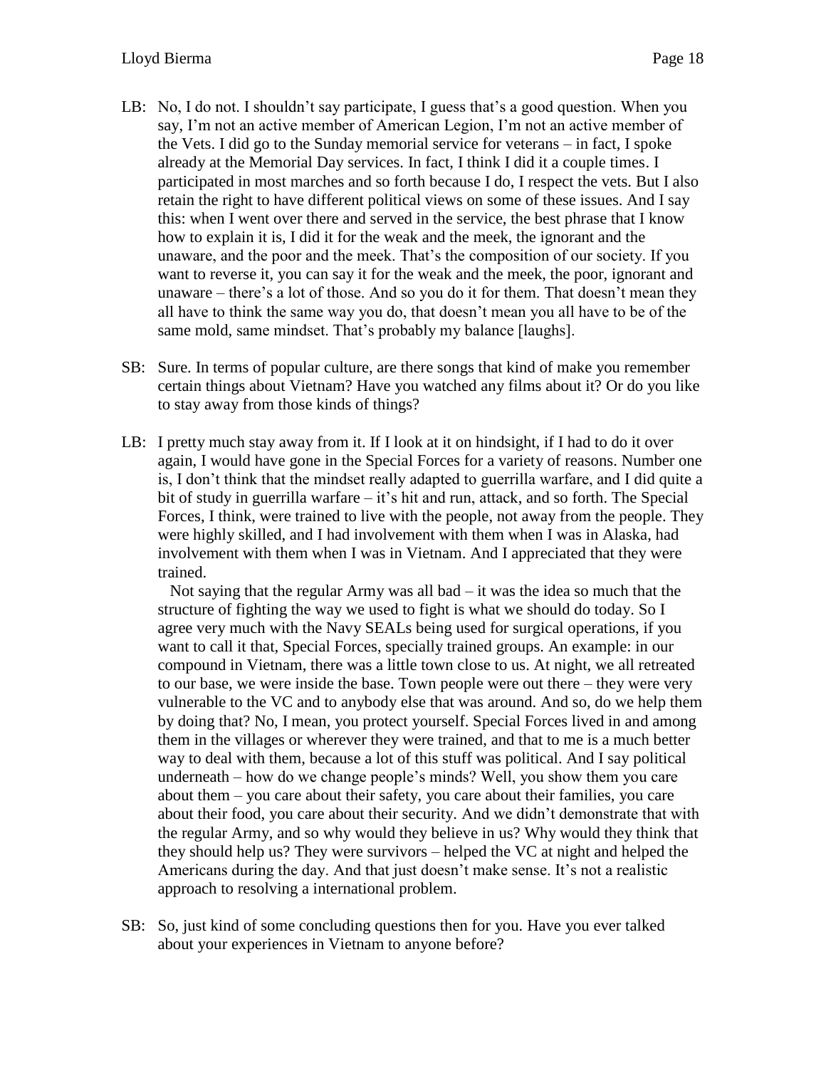LB: No, I do not. I shouldn't say participate, I guess that's a good question. When you say, I'm not an active member of American Legion, I'm not an active member of the Vets. I did go to the Sunday memorial service for veterans – in fact, I spoke already at the Memorial Day services. In fact, I think I did it a couple times. I participated in most marches and so forth because I do, I respect the vets. But I also retain the right to have different political views on some of these issues. And I say this: when I went over there and served in the service, the best phrase that I know how to explain it is, I did it for the weak and the meek, the ignorant and the unaware, and the poor and the meek. That's the composition of our society. If you want to reverse it, you can say it for the weak and the meek, the poor, ignorant and unaware – there's a lot of those. And so you do it for them. That doesn't mean they all have to think the same way you do, that doesn't mean you all have to be of the same mold, same mindset. That's probably my balance [laughs].

SB: Sure. In terms of popular culture, are there songs that kind of make you remember certain things about Vietnam? Have you watched any films about it? Or do you like to stay away from those kinds of things?

LB: I pretty much stay away from it. If I look at it on hindsight, if I had to do it over again, I would have gone in the Special Forces for a variety of reasons. Number one is, I don't think that the mindset really adapted to guerrilla warfare, and I did quite a bit of study in guerrilla warfare – it's hit and run, attack, and so forth. The Special Forces, I think, were trained to live with the people, not away from the people. They were highly skilled, and I had involvement with them when I was in Alaska, had involvement with them when I was in Vietnam. And I appreciated that they were trained.

Not saying that the regular Army was all bad – it was the idea so much that the structure of fighting the way we used to fight is what we should do today. So I agree very much with the Navy SEALs being used for surgical operations, if you want to call it that, Special Forces, specially trained groups. An example: in our compound in Vietnam, there was a little town close to us. At night, we all retreated to our base, we were inside the base. Town people were out there – they were very vulnerable to the VC and to anybody else that was around. And so, do we help them by doing that? No, I mean, you protect yourself. Special Forces lived in and among them in the villages or wherever they were trained, and that to me is a much better way to deal with them, because a lot of this stuff was political. And I say political underneath – how do we change people's minds? Well, you show them you care about them – you care about their safety, you care about their families, you care about their food, you care about their security. And we didn't demonstrate that with the regular Army, and so why would they believe in us? Why would they think that they should help us? They were survivors – helped the VC at night and helped the Americans during the day. And that just doesn't make sense. It's not a realistic approach to resolving a international problem.

SB: So, just kind of some concluding questions then for you. Have you ever talked about your experiences in Vietnam to anyone before?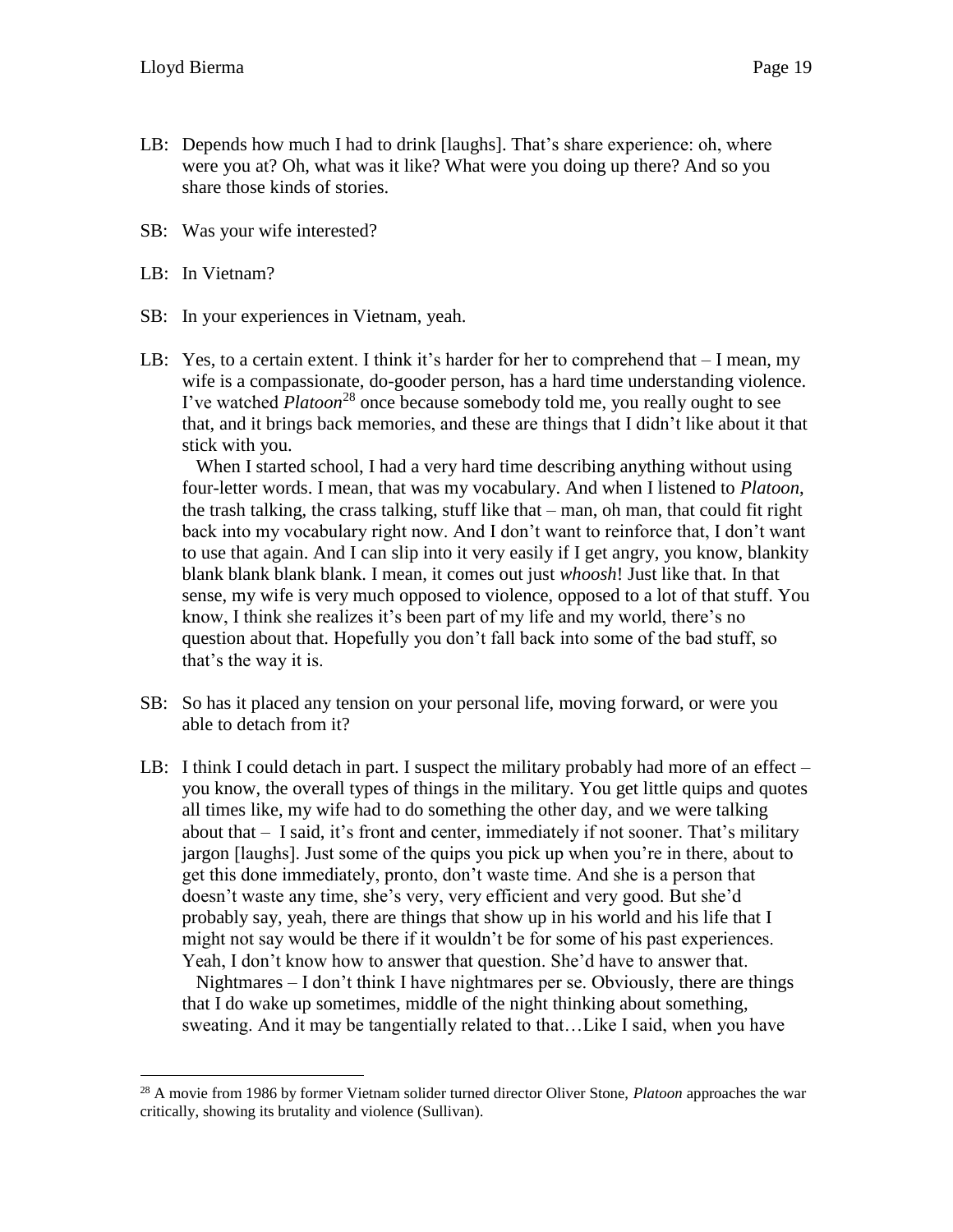LB: Depends how much I had to drink [laughs]. That's share experience: oh, where were you at? Oh, what was it like? What were you doing up there? And so you share those kinds of stories.

SB: Was your wife interested?

LB: In Vietnam?

SB: In your experiences in Vietnam, yeah.

LB: Yes, to a certain extent. I think it's harder for her to comprehend that – I mean, my wife is a compassionate, do-gooder person, has a hard time understanding violence. I've watched *Platoon*[28] once because somebody told me, you really ought to see that, and it brings back memories, and these are things that I didn't like about it that stick with you.

When I started school, I had a very hard time describing anything without using four-letter words. I mean, that was my vocabulary. And when I listened to *Platoon*, the trash talking, the crass talking, stuff like that – man, oh man, that could fit right back into my vocabulary right now. And I don't want to reinforce that, I don't want to use that again. And I can slip into it very easily if I get angry, you know, blankity blank blank blank blank. I mean, it comes out just *whoosh*! Just like that. In that sense, my wife is very much opposed to violence, opposed to a lot of that stuff. You know, I think she realizes it's been part of my life and my world, there's no question about that. Hopefully you don't fall back into some of the bad stuff, so that's the way it is.

SB: So has it placed any tension on your personal life, moving forward, or were you able to detach from it?

LB: I think I could detach in part. I suspect the military probably had more of an effect – you know, the overall types of things in the military. You get little quips and quotes all times like, my wife had to do something the other day, and we were talking about that – I said, it's front and center, immediately if not sooner. That's military jargon [laughs]. Just some of the quips you pick up when you're in there, about to get this done immediately, pronto, don't waste time. And she is a person that doesn't waste any time, she's very, very efficient and very good. But she'd probably say, yeah, there are things that show up in his world and his life that I might not say would be there if it wouldn't be for some of his past experiences. Yeah, I don't know how to answer that question. She'd have to answer that.

Nightmares – I don't think I have nightmares per se. Obviously, there are things that I do wake up sometimes, middle of the night thinking about something, sweating. And it may be tangentially related to that…Like I said, when you have

---

[28] A movie from 1986 by former Vietnam solider turned director Oliver Stone, *Platoon* approaches the war critically, showing its brutality and violence (Sullivan).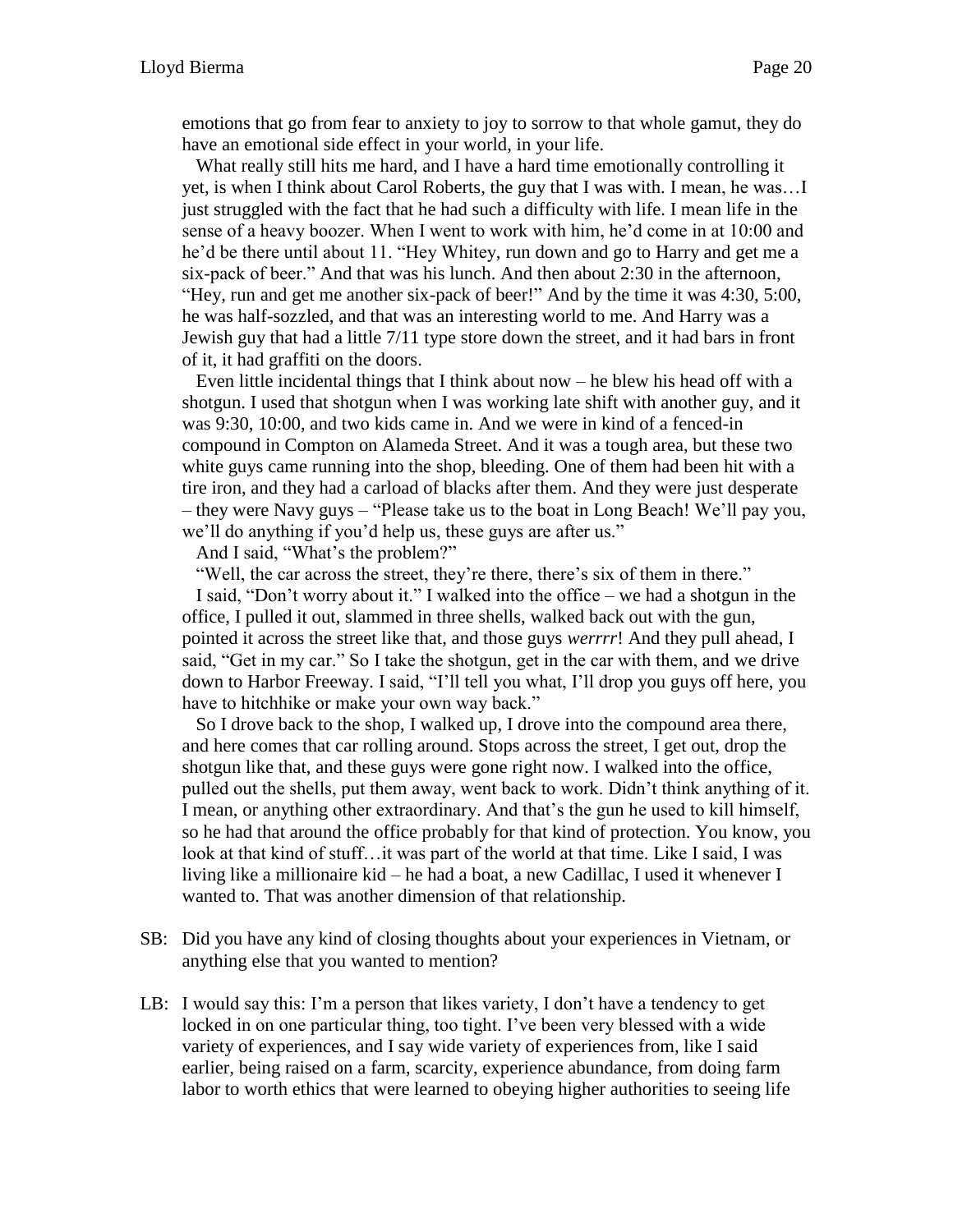emotions that go from fear to anxiety to joy to sorrow to that whole gamut, they do have an emotional side effect in your world, in your life.

What really still hits me hard, and I have a hard time emotionally controlling it yet, is when I think about Carol Roberts, the guy that I was with. I mean, he was…I just struggled with the fact that he had such a difficulty with life. I mean life in the sense of a heavy boozer. When I went to work with him, he'd come in at 10:00 and he'd be there until about 11. "Hey Whitey, run down and go to Harry and get me a six-pack of beer." And that was his lunch. And then about 2:30 in the afternoon, "Hey, run and get me another six-pack of beer!" And by the time it was 4:30, 5:00, he was half-sozzled, and that was an interesting world to me. And Harry was a Jewish guy that had a little 7/11 type store down the street, and it had bars in front of it, it had graffiti on the doors.

Even little incidental things that I think about now – he blew his head off with a shotgun. I used that shotgun when I was working late shift with another guy, and it was 9:30, 10:00, and two kids came in. And we were in kind of a fenced-in compound in Compton on Alameda Street. And it was a tough area, but these two white guys came running into the shop, bleeding. One of them had been hit with a tire iron, and they had a carload of blacks after them. And they were just desperate – they were Navy guys – "Please take us to the boat in Long Beach! We'll pay you, we'll do anything if you'd help us, these guys are after us."

And I said, "What's the problem?"

"Well, the car across the street, they're there, there's six of them in there."

I said, "Don't worry about it." I walked into the office – we had a shotgun in the office, I pulled it out, slammed in three shells, walked back out with the gun, pointed it across the street like that, and those guys *werrrr*! And they pull ahead, I said, "Get in my car." So I take the shotgun, get in the car with them, and we drive down to Harbor Freeway. I said, "I'll tell you what, I'll drop you guys off here, you have to hitchhike or make your own way back."

So I drove back to the shop, I walked up, I drove into the compound area there, and here comes that car rolling around. Stops across the street, I get out, drop the shotgun like that, and these guys were gone right now. I walked into the office, pulled out the shells, put them away, went back to work. Didn't think anything of it. I mean, or anything other extraordinary. And that's the gun he used to kill himself, so he had that around the office probably for that kind of protection. You know, you look at that kind of stuff…it was part of the world at that time. Like I said, I was living like a millionaire kid – he had a boat, a new Cadillac, I used it whenever I wanted to. That was another dimension of that relationship.

SB: Did you have any kind of closing thoughts about your experiences in Vietnam, or anything else that you wanted to mention?

LB: I would say this: I'm a person that likes variety, I don't have a tendency to get locked in on one particular thing, too tight. I've been very blessed with a wide variety of experiences, and I say wide variety of experiences from, like I said earlier, being raised on a farm, scarcity, experience abundance, from doing farm labor to worth ethics that were learned to obeying higher authorities to seeing life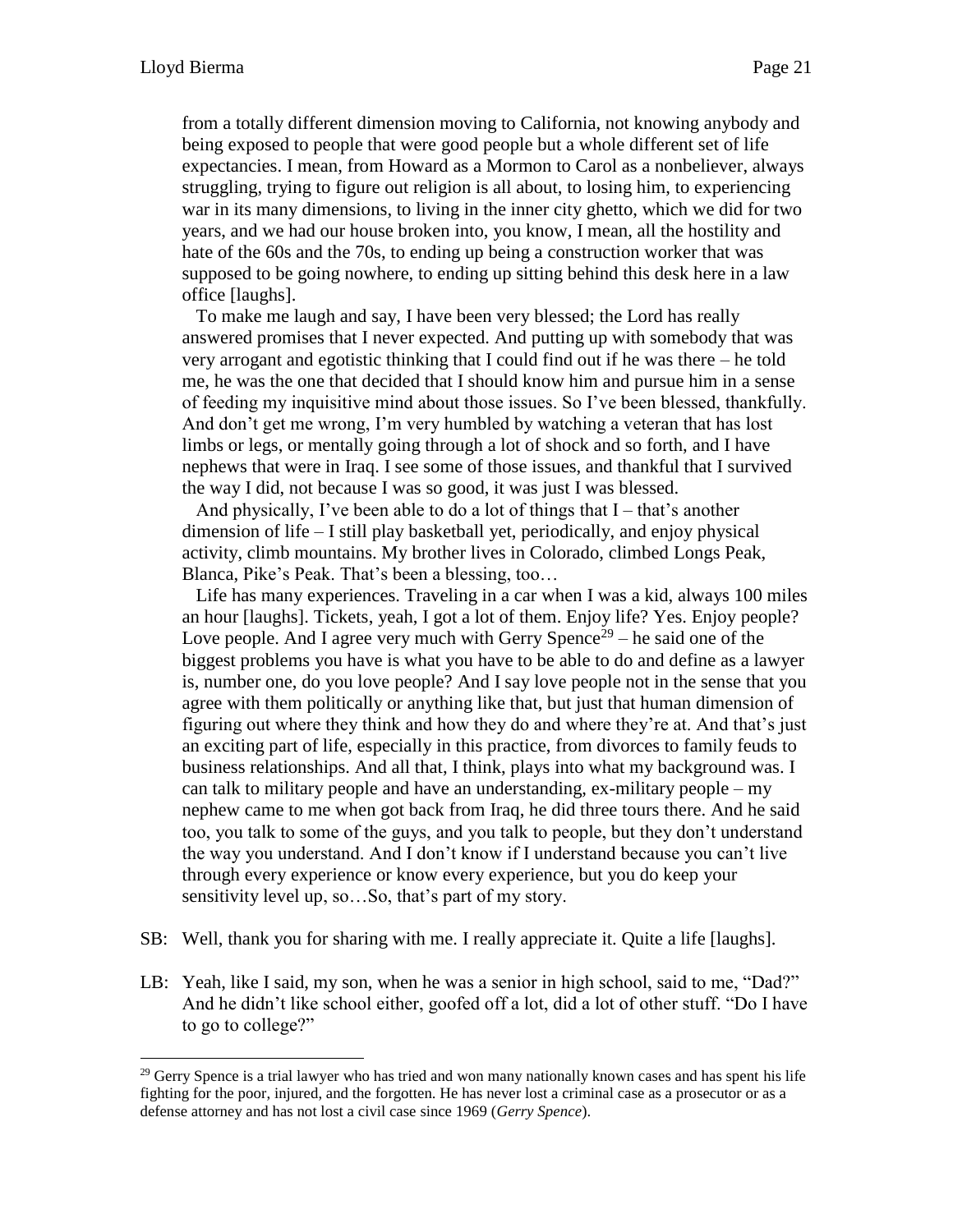from a totally different dimension moving to California, not knowing anybody and being exposed to people that were good people but a whole different set of life expectancies. I mean, from Howard as a Mormon to Carol as a nonbeliever, always struggling, trying to figure out religion is all about, to losing him, to experiencing war in its many dimensions, to living in the inner city ghetto, which we did for two years, and we had our house broken into, you know, I mean, all the hostility and hate of the 60s and the 70s, to ending up being a construction worker that was supposed to be going nowhere, to ending up sitting behind this desk here in a law office [laughs].

To make me laugh and say, I have been very blessed; the Lord has really answered promises that I never expected. And putting up with somebody that was very arrogant and egotistic thinking that I could find out if he was there – he told me, he was the one that decided that I should know him and pursue him in a sense of feeding my inquisitive mind about those issues. So I've been blessed, thankfully. And don't get me wrong, I'm very humbled by watching a veteran that has lost limbs or legs, or mentally going through a lot of shock and so forth, and I have nephews that were in Iraq. I see some of those issues, and thankful that I survived the way I did, not because I was so good, it was just I was blessed.

And physically, I've been able to do a lot of things that I – that's another dimension of life – I still play basketball yet, periodically, and enjoy physical activity, climb mountains. My brother lives in Colorado, climbed Longs Peak, Blanca, Pike's Peak. That's been a blessing, too…

Life has many experiences. Traveling in a car when I was a kid, always 100 miles an hour [laughs]. Tickets, yeah, I got a lot of them. Enjoy life? Yes. Enjoy people? Love people. And I agree very much with Gerry Spence[29] – he said one of the biggest problems you have is what you have to be able to do and define as a lawyer is, number one, do you love people? And I say love people not in the sense that you agree with them politically or anything like that, but just that human dimension of figuring out where they think and how they do and where they're at. And that's just an exciting part of life, especially in this practice, from divorces to family feuds to business relationships. And all that, I think, plays into what my background was. I can talk to military people and have an understanding, ex-military people – my nephew came to me when got back from Iraq, he did three tours there. And he said too, you talk to some of the guys, and you talk to people, but they don't understand the way you understand. And I don't know if I understand because you can't live through every experience or know every experience, but you do keep your sensitivity level up, so…So, that's part of my story.

SB: Well, thank you for sharing with me. I really appreciate it. Quite a life [laughs].

LB: Yeah, like I said, my son, when he was a senior in high school, said to me, "Dad?" And he didn't like school either, goofed off a lot, did a lot of other stuff. "Do I have to go to college?"

---

[29] Gerry Spence is a trial lawyer who has tried and won many nationally known cases and has spent his life fighting for the poor, injured, and the forgotten. He has never lost a criminal case as a prosecutor or as a defense attorney and has not lost a civil case since 1969 (*Gerry Spence*).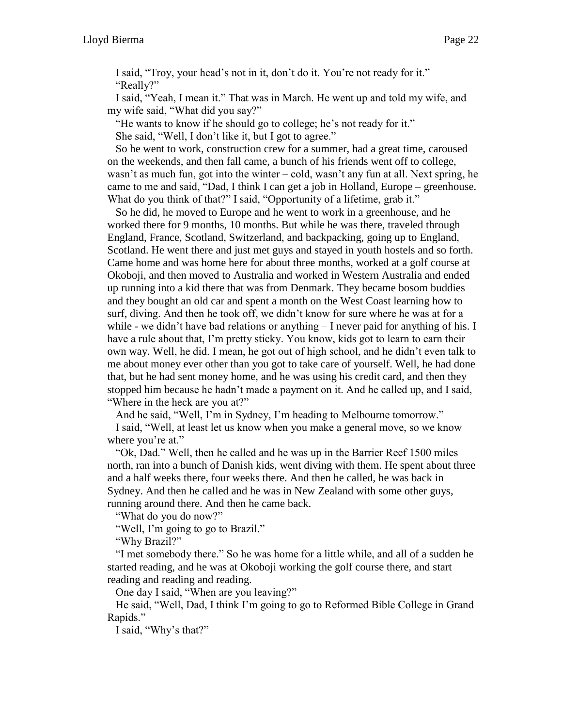I said, "Troy, your head's not in it, don't do it. You're not ready for it."

"Really?"

I said, "Yeah, I mean it." That was in March. He went up and told my wife, and my wife said, "What did you say?"

"He wants to know if he should go to college; he's not ready for it."

She said, "Well, I don't like it, but I got to agree."

So he went to work, construction crew for a summer, had a great time, caroused on the weekends, and then fall came, a bunch of his friends went off to college, wasn't as much fun, got into the winter – cold, wasn't any fun at all. Next spring, he came to me and said, "Dad, I think I can get a job in Holland, Europe – greenhouse. What do you think of that?" I said, "Opportunity of a lifetime, grab it."

So he did, he moved to Europe and he went to work in a greenhouse, and he worked there for 9 months, 10 months. But while he was there, traveled through England, France, Scotland, Switzerland, and backpacking, going up to England, Scotland. He went there and just met guys and stayed in youth hostels and so forth. Came home and was home here for about three months, worked at a golf course at Okoboji, and then moved to Australia and worked in Western Australia and ended up running into a kid there that was from Denmark. They became bosom buddies and they bought an old car and spent a month on the West Coast learning how to surf, diving. And then he took off, we didn't know for sure where he was at for a while - we didn't have bad relations or anything – I never paid for anything of his. I have a rule about that, I'm pretty sticky. You know, kids got to learn to earn their own way. Well, he did. I mean, he got out of high school, and he didn't even talk to me about money ever other than you got to take care of yourself. Well, he had done that, but he had sent money home, and he was using his credit card, and then they stopped him because he hadn't made a payment on it. And he called up, and I said, "Where in the heck are you at?"

And he said, "Well, I'm in Sydney, I'm heading to Melbourne tomorrow."

I said, "Well, at least let us know when you make a general move, so we know where you're at."

"Ok, Dad." Well, then he called and he was up in the Barrier Reef 1500 miles north, ran into a bunch of Danish kids, went diving with them. He spent about three and a half weeks there, four weeks there. And then he called, he was back in Sydney. And then he called and he was in New Zealand with some other guys, running around there. And then he came back.

"What do you do now?"

"Well, I'm going to go to Brazil."

"Why Brazil?"

"I met somebody there." So he was home for a little while, and all of a sudden he started reading, and he was at Okoboji working the golf course there, and start reading and reading and reading.

One day I said, "When are you leaving?"

He said, "Well, Dad, I think I'm going to go to Reformed Bible College in Grand Rapids."

I said, "Why's that?"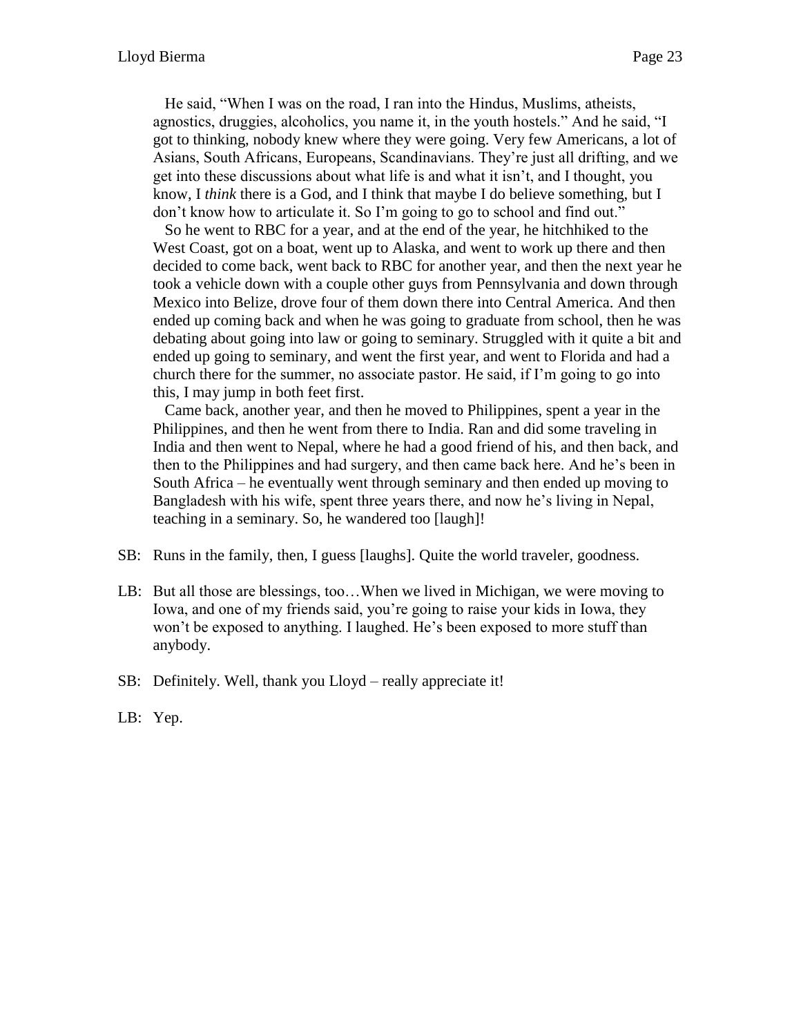He said, "When I was on the road, I ran into the Hindus, Muslims, atheists, agnostics, druggies, alcoholics, you name it, in the youth hostels." And he said, "I got to thinking, nobody knew where they were going. Very few Americans, a lot of Asians, South Africans, Europeans, Scandinavians. They're just all drifting, and we get into these discussions about what life is and what it isn't, and I thought, you know, I *think* there is a God, and I think that maybe I do believe something, but I don't know how to articulate it. So I'm going to go to school and find out."

So he went to RBC for a year, and at the end of the year, he hitchhiked to the West Coast, got on a boat, went up to Alaska, and went to work up there and then decided to come back, went back to RBC for another year, and then the next year he took a vehicle down with a couple other guys from Pennsylvania and down through Mexico into Belize, drove four of them down there into Central America. And then ended up coming back and when he was going to graduate from school, then he was debating about going into law or going to seminary. Struggled with it quite a bit and ended up going to seminary, and went the first year, and went to Florida and had a church there for the summer, no associate pastor. He said, if I'm going to go into this, I may jump in both feet first.

Came back, another year, and then he moved to Philippines, spent a year in the Philippines, and then he went from there to India. Ran and did some traveling in India and then went to Nepal, where he had a good friend of his, and then back, and then to the Philippines and had surgery, and then came back here. And he's been in South Africa – he eventually went through seminary and then ended up moving to Bangladesh with his wife, spent three years there, and now he's living in Nepal, teaching in a seminary. So, he wandered too [laugh]!

SB: Runs in the family, then, I guess [laughs]. Quite the world traveler, goodness.

LB: But all those are blessings, too…When we lived in Michigan, we were moving to Iowa, and one of my friends said, you're going to raise your kids in Iowa, they won't be exposed to anything. I laughed. He's been exposed to more stuff than anybody.

SB: Definitely. Well, thank you Lloyd – really appreciate it!

LB: Yep.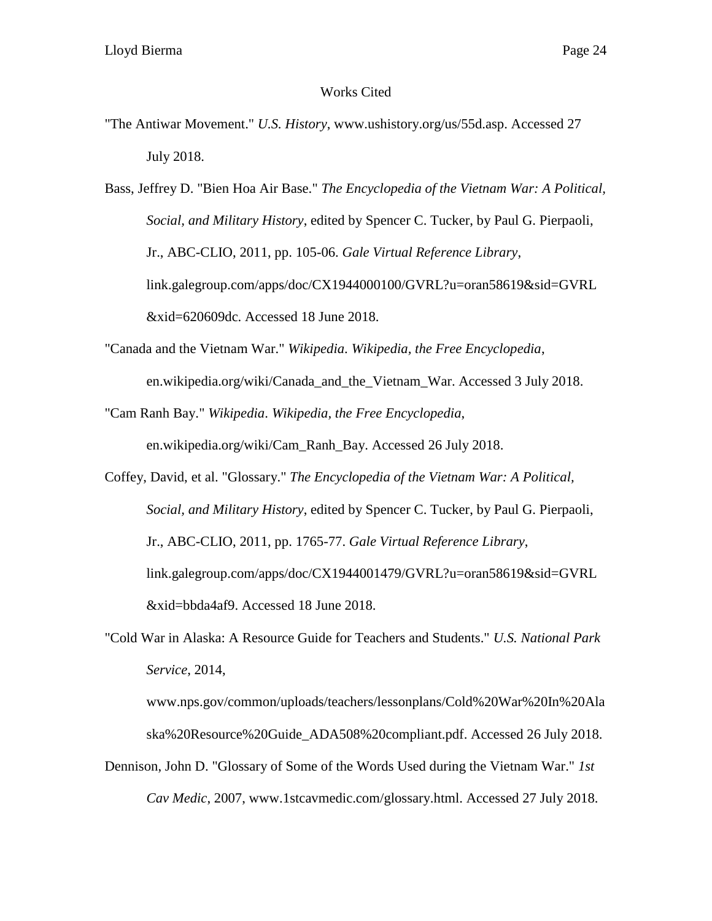# Works Cited

"The Antiwar Movement." *U.S. History*, www.ushistory.org/us/55d.asp. Accessed 27 July 2018.

Bass, Jeffrey D. "Bien Hoa Air Base." *The Encyclopedia of the Vietnam War: A Political, Social, and Military History*, edited by Spencer C. Tucker, by Paul G. Pierpaoli, Jr., ABC-CLIO, 2011, pp. 105-06. *Gale Virtual Reference Library*, link.galegroup.com/apps/doc/CX1944000100/GVRL?u=oran58619&sid=GVRL&xid=620609dc. Accessed 18 June 2018.

"Canada and the Vietnam War." *Wikipedia. Wikipedia, the Free Encyclopedia*, en.wikipedia.org/wiki/Canada_and_the_Vietnam_War. Accessed 3 July 2018.

"Cam Ranh Bay." *Wikipedia*. *Wikipedia, the Free Encyclopedia*, en.wikipedia.org/wiki/Cam_Ranh_Bay. Accessed 26 July 2018.

Coffey, David, et al. "Glossary." *The Encyclopedia of the Vietnam War: A Political, Social, and Military History*, edited by Spencer C. Tucker, by Paul G. Pierpaoli, Jr., ABC-CLIO, 2011, pp. 1765-77. *Gale Virtual Reference Library*, link.galegroup.com/apps/doc/CX1944001479/GVRL?u=oran58619&sid=GVRL&xid=bbda4af9. Accessed 18 June 2018.

"Cold War in Alaska: A Resource Guide for Teachers and Students." *U.S. National Park Service*, 2014, www.nps.gov/common/uploads/teachers/lessonplans/Cold%20War%20In%20Alaska%20Resource%20Guide_ADA508%20compliant.pdf. Accessed 26 July 2018.

Dennison, John D. "Glossary of Some of the Words Used during the Vietnam War." *1st Cav Medic*, 2007, www.1stcavmedic.com/glossary.html. Accessed 27 July 2018.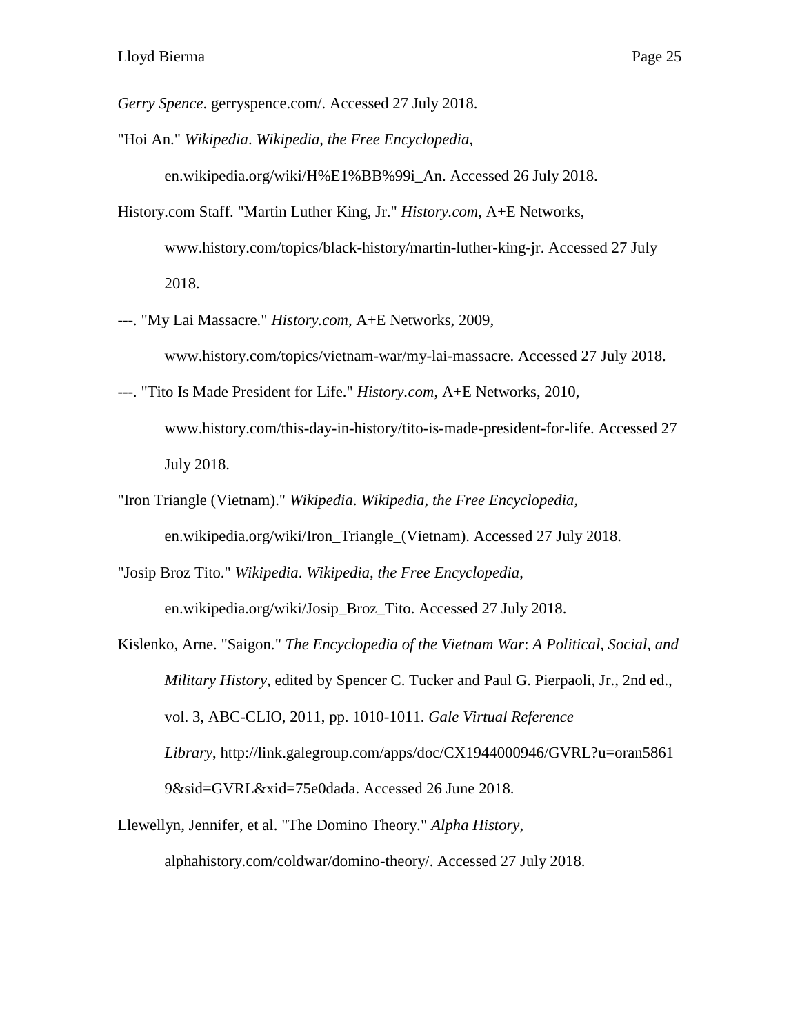*Gerry Spence*. gerryspence.com/. Accessed 27 July 2018.

"Hoi An." *Wikipedia*. *Wikipedia, the Free Encyclopedia*, en.wikipedia.org/wiki/H%E1%BB%99i_An. Accessed 26 July 2018.

History.com Staff. "Martin Luther King, Jr." *History.com*, A+E Networks, www.history.com/topics/black-history/martin-luther-king-jr. Accessed 27 July 2018.

---. "My Lai Massacre." *History.com*, A+E Networks, 2009, www.history.com/topics/vietnam-war/my-lai-massacre. Accessed 27 July 2018.

---. "Tito Is Made President for Life." *History.com*, A+E Networks, 2010, www.history.com/this-day-in-history/tito-is-made-president-for-life. Accessed 27 July 2018.

"Iron Triangle (Vietnam)." *Wikipedia*. *Wikipedia, the Free Encyclopedia*, en.wikipedia.org/wiki/Iron_Triangle_(Vietnam). Accessed 27 July 2018.

"Josip Broz Tito." *Wikipedia*. *Wikipedia, the Free Encyclopedia*, en.wikipedia.org/wiki/Josip_Broz_Tito. Accessed 27 July 2018.

Kislenko, Arne. "Saigon." *The Encyclopedia of the Vietnam War*: *A Political, Social, and Military History*, edited by Spencer C. Tucker and Paul G. Pierpaoli, Jr., 2nd ed., vol. 3, ABC-CLIO, 2011, pp. 1010-1011. *Gale Virtual Reference Library*, http://link.galegroup.com/apps/doc/CX1944000946/GVRL?u=oran58619&sid=GVRL&xid=75e0dada. Accessed 26 June 2018.

Llewellyn, Jennifer, et al. "The Domino Theory." *Alpha History*, alphahistory.com/coldwar/domino-theory/. Accessed 27 July 2018.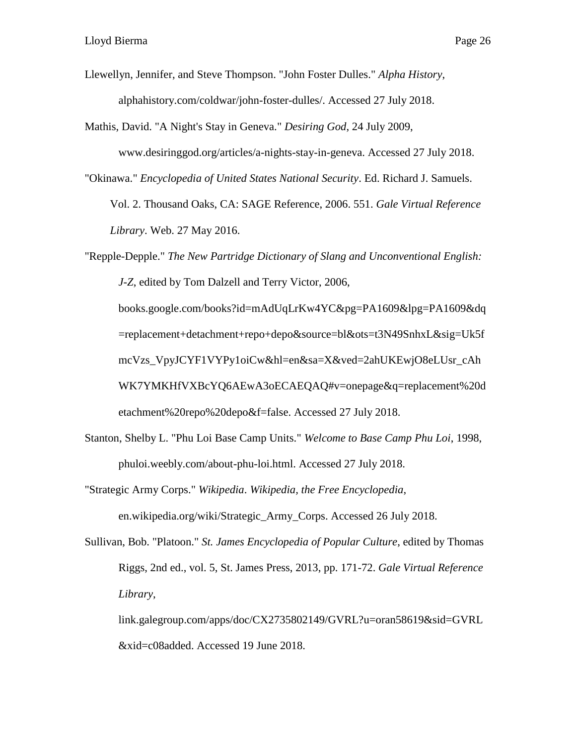Llewellyn, Jennifer, and Steve Thompson. "John Foster Dulles." *Alpha History*, alphahistory.com/coldwar/john-foster-dulles/. Accessed 27 July 2018.

Mathis, David. "A Night's Stay in Geneva." *Desiring God*, 24 July 2009, www.desiringgod.org/articles/a-nights-stay-in-geneva. Accessed 27 July 2018.

"Okinawa." *Encyclopedia of United States National Security*. Ed. Richard J. Samuels. Vol. 2. Thousand Oaks, CA: SAGE Reference, 2006. 551. *Gale Virtual Reference Library*. Web. 27 May 2016.

"Repple-Depple." *The New Partridge Dictionary of Slang and Unconventional English: J-Z*, edited by Tom Dalzell and Terry Victor, 2006, books.google.com/books?id=mAdUqLrKw4YC&pg=PA1609&lpg=PA1609&dq=replacement+detachment+repo+depo&source=bl&ots=t3N49SnhxL&sig=Uk5fmcVzs_VpyJCYF1VYPy1oiCw&hl=en&sa=X&ved=2ahUKEwjO8eLUsr_cAhWK7YMKHfVXBcYQ6AEwA3oECAEQAQ#v=onepage&q=replacement%20detachment%20repo%20depo&f=false. Accessed 27 July 2018.

Stanton, Shelby L. "Phu Loi Base Camp Units." *Welcome to Base Camp Phu Loi*, 1998, phuloi.weebly.com/about-phu-loi.html. Accessed 27 July 2018.

"Strategic Army Corps." *Wikipedia*. *Wikipedia, the Free Encyclopedia*, en.wikipedia.org/wiki/Strategic_Army_Corps. Accessed 26 July 2018.

Sullivan, Bob. "Platoon." *St. James Encyclopedia of Popular Culture*, edited by Thomas Riggs, 2nd ed., vol. 5, St. James Press, 2013, pp. 171-72. *Gale Virtual Reference Library*, link.galegroup.com/apps/doc/CX2735802149/GVRL?u=oran58619&sid=GVRL&xid=c08added. Accessed 19 June 2018.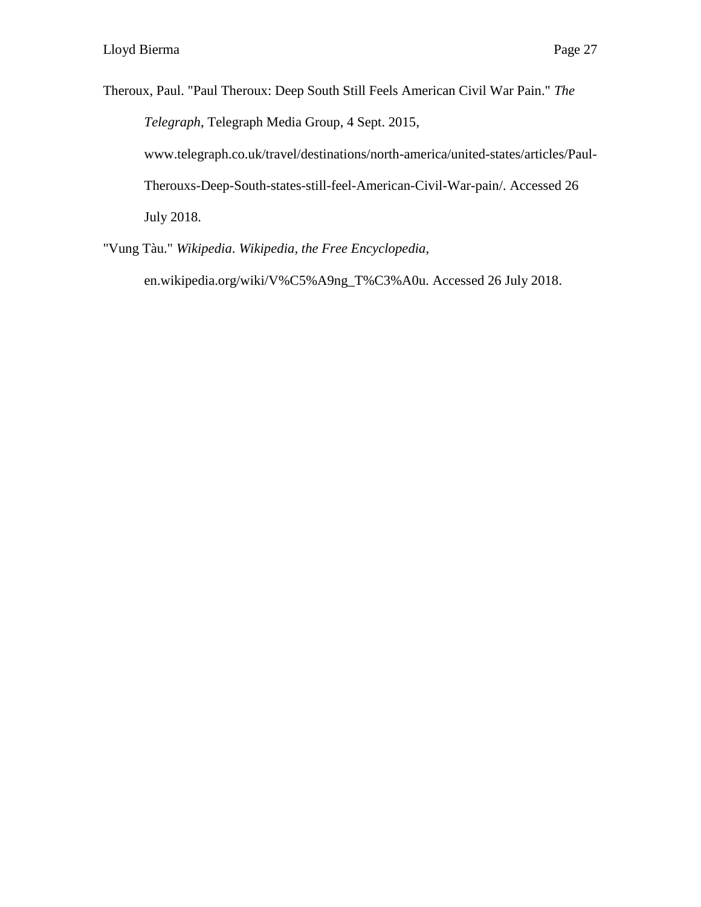Theroux, Paul. "Paul Theroux: Deep South Still Feels American Civil War Pain." *The Telegraph*, Telegraph Media Group, 4 Sept. 2015, www.telegraph.co.uk/travel/destinations/north-america/united-states/articles/Paul-Therouxs-Deep-South-states-still-feel-American-Civil-War-pain/. Accessed 26 July 2018.

"Vung Tàu." *Wikipedia*. *Wikipedia, the Free Encyclopedia*, en.wikipedia.org/wiki/V%C5%A9ng_T%C3%A0u. Accessed 26 July 2018.